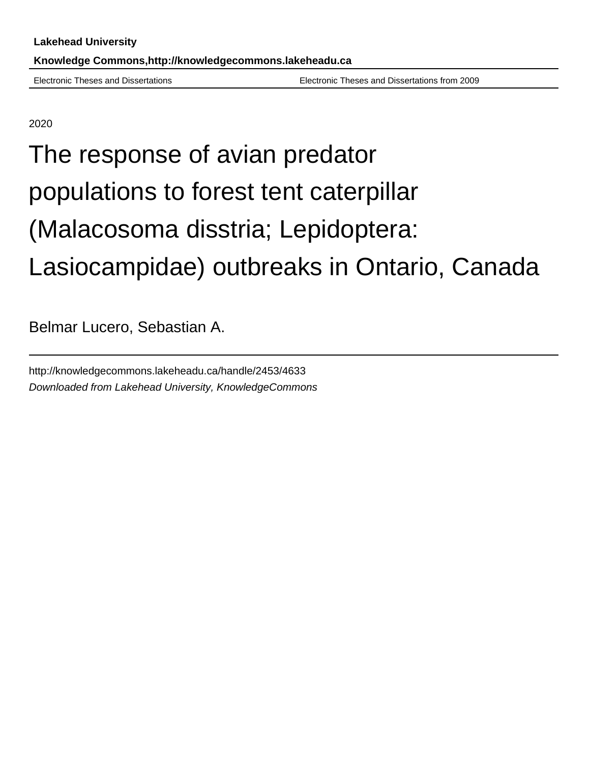**Lakehead University**

**Knowledge Commons,http://knowledgecommons.lakeheadu.ca**

Electronic Theses and Dissertations | Electronic Theses and Dissertations from 2009

2020

# The response of avian predator populations to forest tent caterpillar (Malacosoma disstria; Lepidoptera: Lasiocampidae) outbreaks in Ontario, Canada

Belmar Lucero, Sebastian A.

http://knowledgecommons.lakeheadu.ca/handle/2453/4633

*Downloaded from Lakehead University, KnowledgeCommons*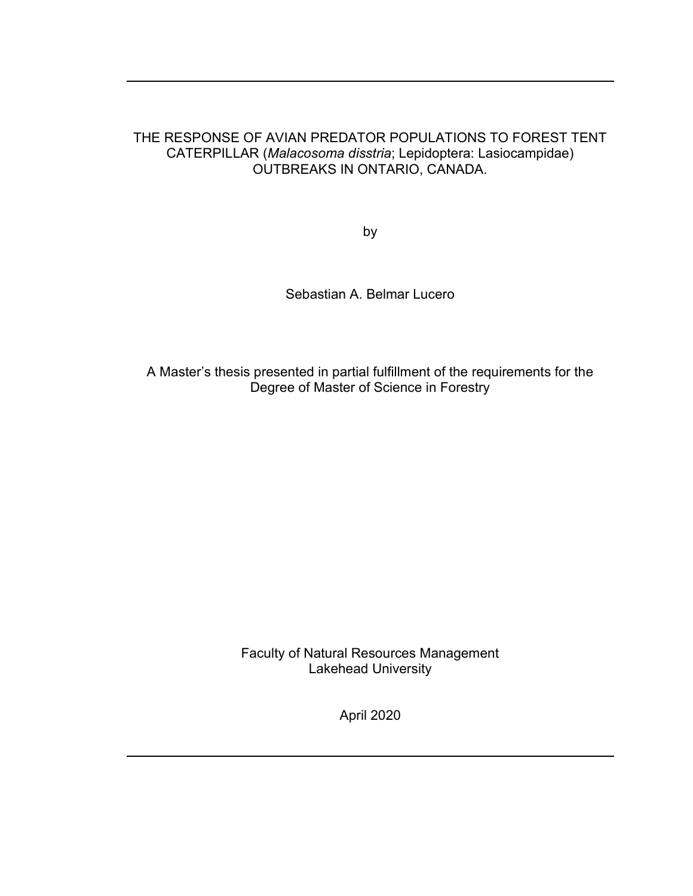THE RESPONSE OF AVIAN PREDATOR POPULATIONS TO FOREST TENT CATERPILLAR (*Malacosoma disstria*; Lepidoptera: Lasiocampidae) OUTBREAKS IN ONTARIO, CANADA.

by

Sebastian A. Belmar Lucero

A Master's thesis presented in partial fulfillment of the requirements for the Degree of Master of Science in Forestry

Faculty of Natural Resources Management
Lakehead University

April 2020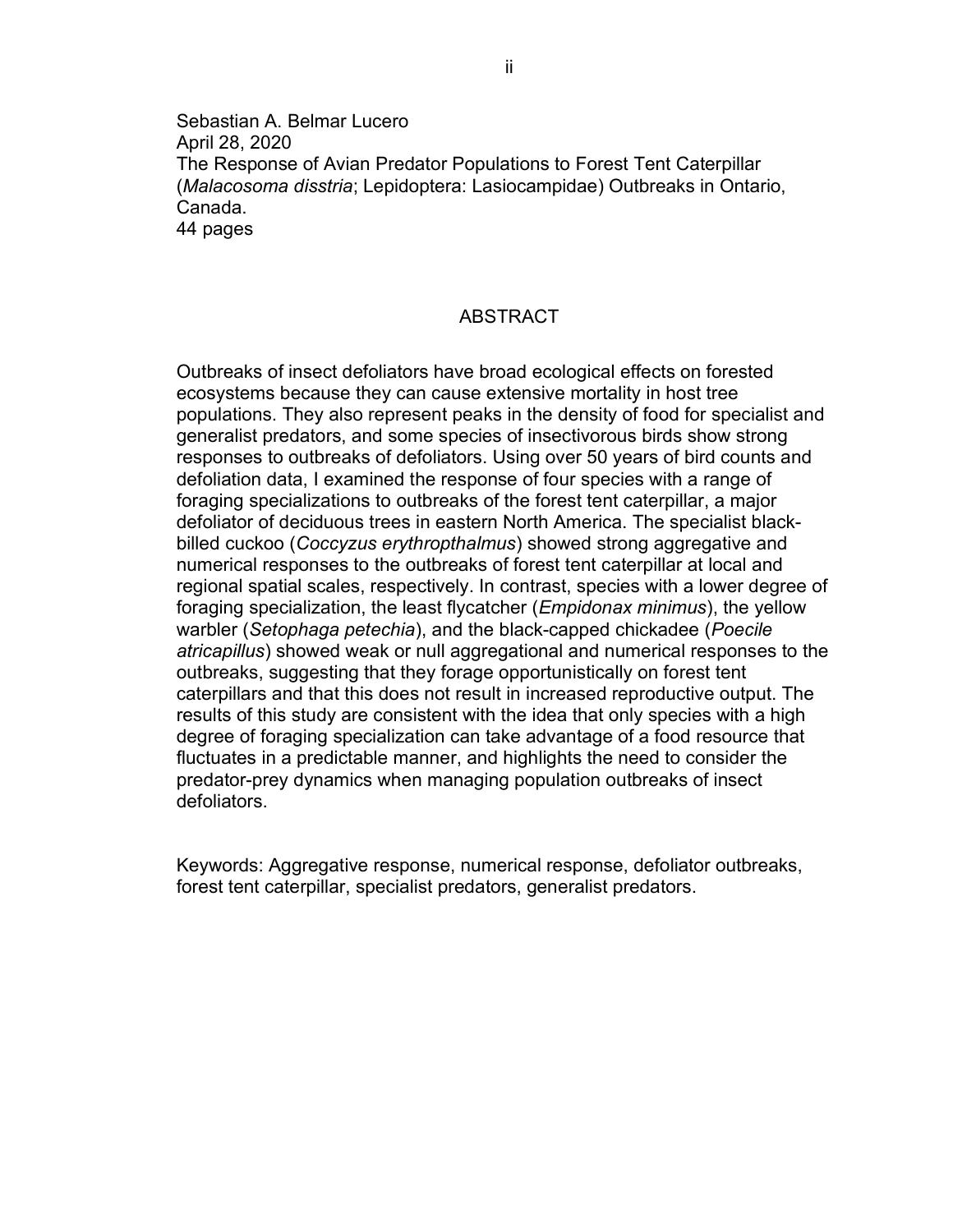Sebastian A. Belmar Lucero
April 28, 2020
The Response of Avian Predator Populations to Forest Tent Caterpillar (*Malacosoma disstria*; Lepidoptera: Lasiocampidae) Outbreaks in Ontario, Canada.
44 pages

## ABSTRACT

Outbreaks of insect defoliators have broad ecological effects on forested ecosystems because they can cause extensive mortality in host tree populations. They also represent peaks in the density of food for specialist and generalist predators, and some species of insectivorous birds show strong responses to outbreaks of defoliators. Using over 50 years of bird counts and defoliation data, I examined the response of four species with a range of foraging specializations to outbreaks of the forest tent caterpillar, a major defoliator of deciduous trees in eastern North America. The specialist black-billed cuckoo (*Coccyzus erythropthalmus*) showed strong aggregative and numerical responses to the outbreaks of forest tent caterpillar at local and regional spatial scales, respectively. In contrast, species with a lower degree of foraging specialization, the least flycatcher (*Empidonax minimus*), the yellow warbler (*Setophaga petechia*), and the black-capped chickadee (*Poecile atricapillus*) showed weak or null aggregational and numerical responses to the outbreaks, suggesting that they forage opportunistically on forest tent caterpillars and that this does not result in increased reproductive output. The results of this study are consistent with the idea that only species with a high degree of foraging specialization can take advantage of a food resource that fluctuates in a predictable manner, and highlights the need to consider the predator-prey dynamics when managing population outbreaks of insect defoliators.

Keywords: Aggregative response, numerical response, defoliator outbreaks, forest tent caterpillar, specialist predators, generalist predators.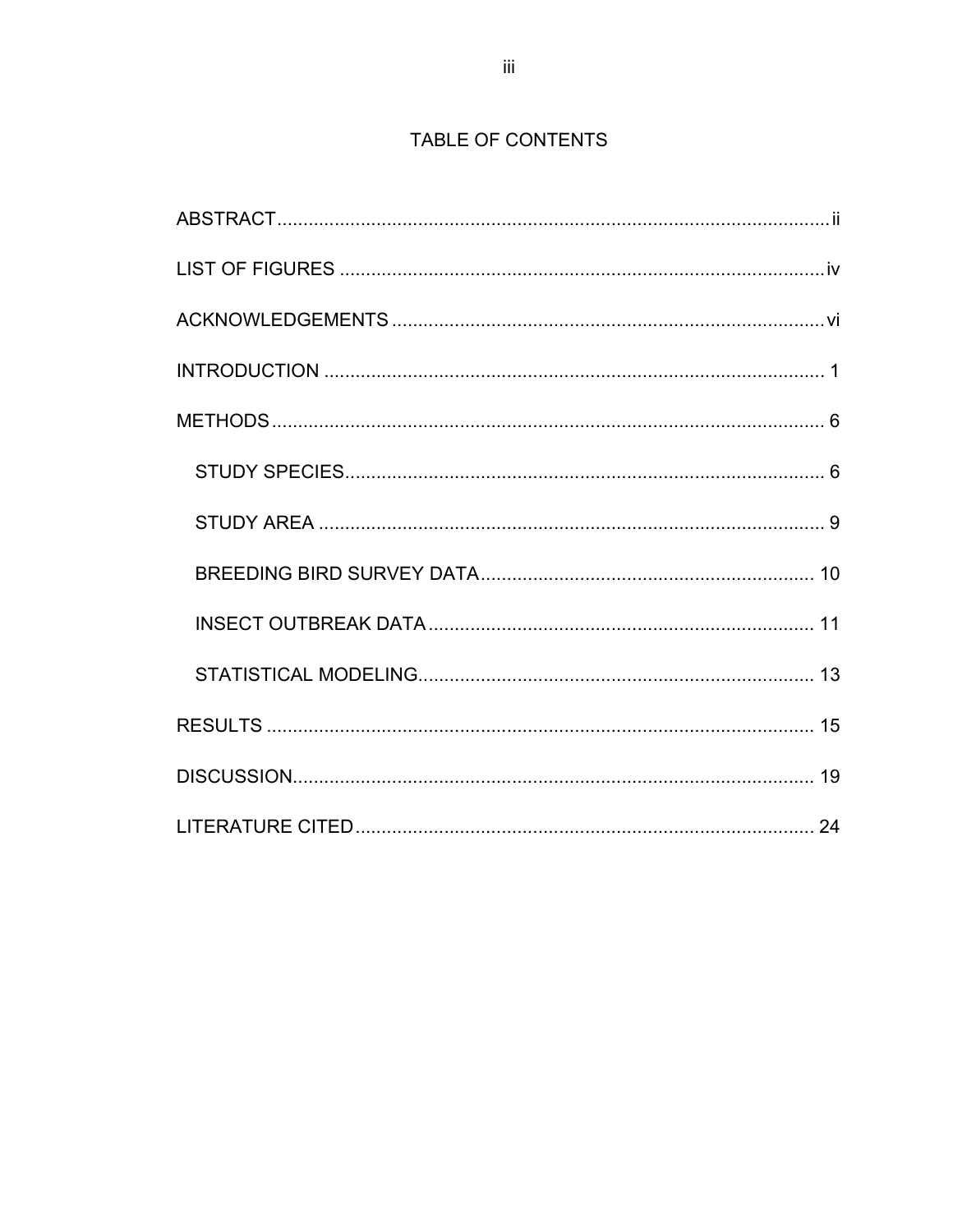# TABLE OF CONTENTS

ABSTRACT ........................................................................................................ ii

LIST OF FIGURES ............................................................................................ iv

ACKNOWLEDGEMENTS .................................................................................... vi

INTRODUCTION .................................................................................................. 1

METHODS ........................................................................................................... 6

- STUDY SPECIES ............................................................................................ 6
- STUDY AREA .................................................................................................. 9
- BREEDING BIRD SURVEY DATA ................................................................. 10
- INSECT OUTBREAK DATA ........................................................................... 11
- STATISTICAL MODELING ............................................................................. 13

RESULTS .......................................................................................................... 15

DISCUSSION ..................................................................................................... 19

LITERATURE CITED ......................................................................................... 24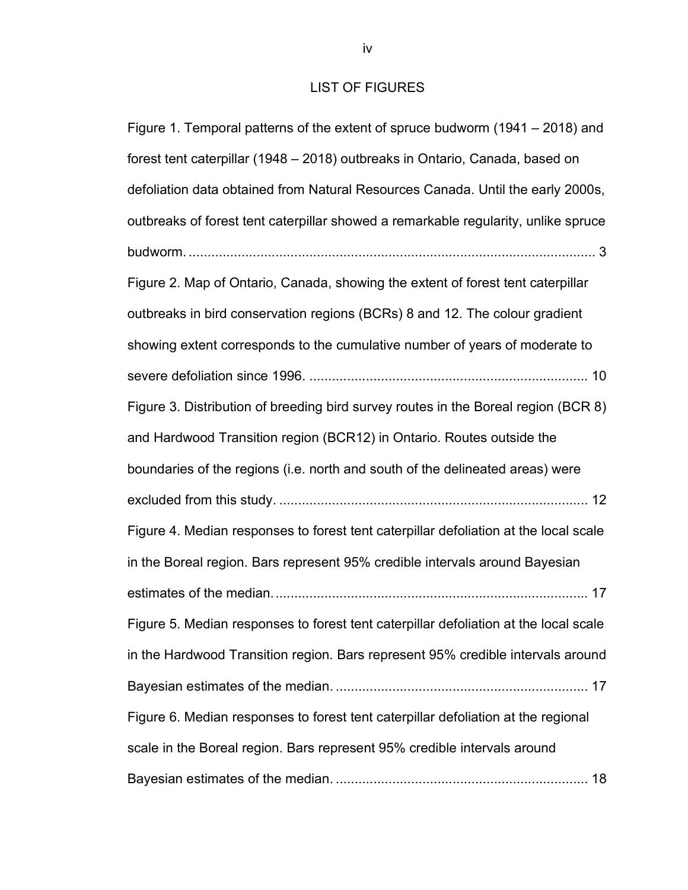## LIST OF FIGURES

Figure 1. Temporal patterns of the extent of spruce budworm (1941 – 2018) and forest tent caterpillar (1948 – 2018) outbreaks in Ontario, Canada, based on defoliation data obtained from Natural Resources Canada. Until the early 2000s, outbreaks of forest tent caterpillar showed a remarkable regularity, unlike spruce budworm. ........................................................................................................ 3

Figure 2. Map of Ontario, Canada, showing the extent of forest tent caterpillar outbreaks in bird conservation regions (BCRs) 8 and 12. The colour gradient showing extent corresponds to the cumulative number of years of moderate to severe defoliation since 1996. ........................................................................ 10

Figure 3. Distribution of breeding bird survey routes in the Boreal region (BCR 8) and Hardwood Transition region (BCR12) in Ontario. Routes outside the boundaries of the regions (i.e. north and south of the delineated areas) were excluded from this study. ................................................................................ 12

Figure 4. Median responses to forest tent caterpillar defoliation at the local scale in the Boreal region. Bars represent 95% credible intervals around Bayesian estimates of the median. ................................................................................ 17

Figure 5. Median responses to forest tent caterpillar defoliation at the local scale in the Hardwood Transition region. Bars represent 95% credible intervals around Bayesian estimates of the median. ................................................................... 17

Figure 6. Median responses to forest tent caterpillar defoliation at the regional scale in the Boreal region. Bars represent 95% credible intervals around Bayesian estimates of the median. ................................................................... 18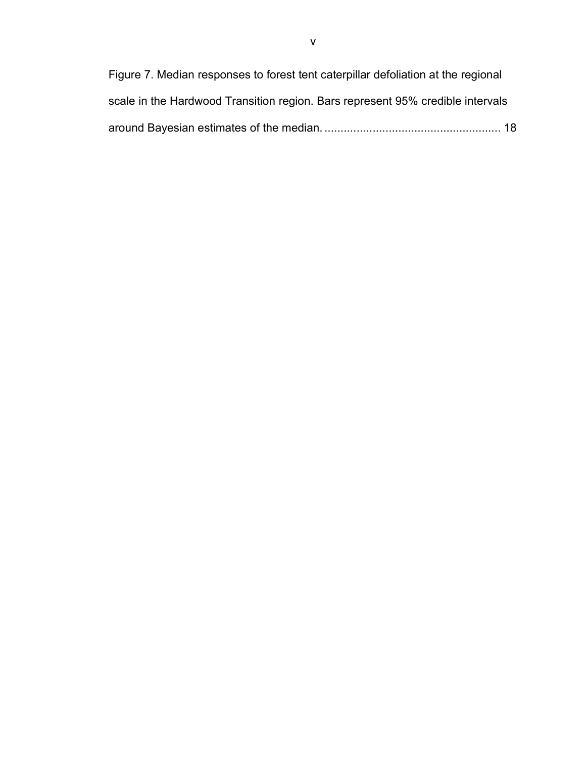Figure 7. Median responses to forest tent caterpillar defoliation at the regional scale in the Hardwood Transition region. Bars represent 95% credible intervals around Bayesian estimates of the median. ...................................................... 18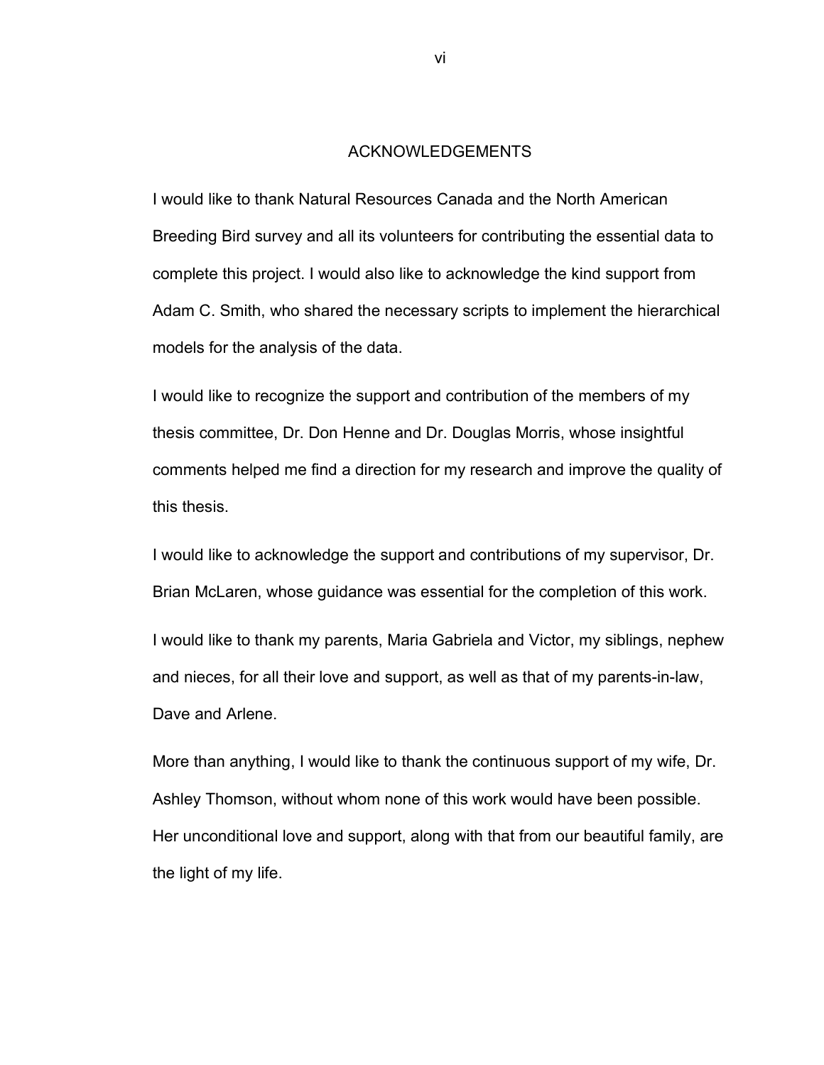# ACKNOWLEDGEMENTS

I would like to thank Natural Resources Canada and the North American Breeding Bird survey and all its volunteers for contributing the essential data to complete this project. I would also like to acknowledge the kind support from Adam C. Smith, who shared the necessary scripts to implement the hierarchical models for the analysis of the data.

I would like to recognize the support and contribution of the members of my thesis committee, Dr. Don Henne and Dr. Douglas Morris, whose insightful comments helped me find a direction for my research and improve the quality of this thesis.

I would like to acknowledge the support and contributions of my supervisor, Dr. Brian McLaren, whose guidance was essential for the completion of this work.

I would like to thank my parents, Maria Gabriela and Victor, my siblings, nephew and nieces, for all their love and support, as well as that of my parents-in-law, Dave and Arlene.

More than anything, I would like to thank the continuous support of my wife, Dr. Ashley Thomson, without whom none of this work would have been possible. Her unconditional love and support, along with that from our beautiful family, are the light of my life.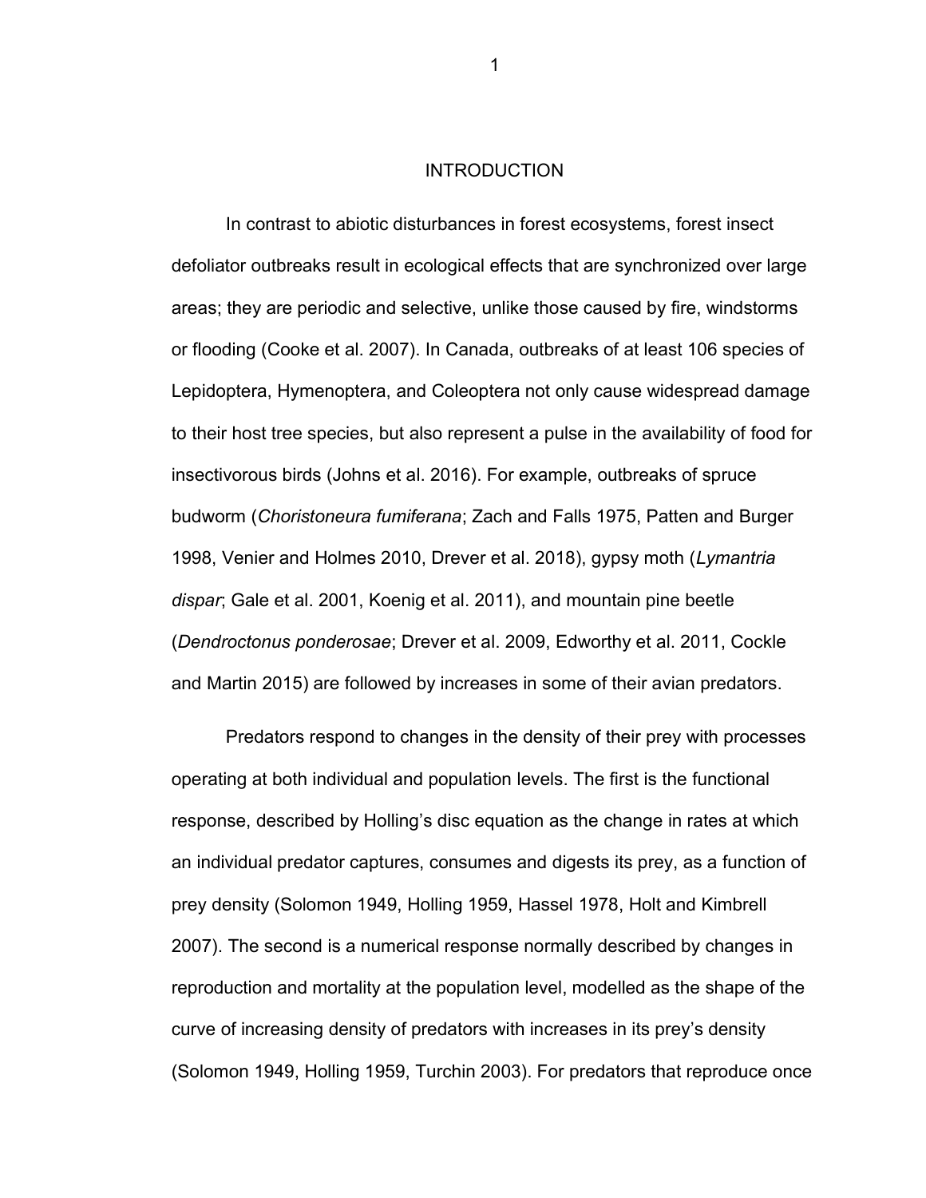# INTRODUCTION

In contrast to abiotic disturbances in forest ecosystems, forest insect defoliator outbreaks result in ecological effects that are synchronized over large areas; they are periodic and selective, unlike those caused by fire, windstorms or flooding (Cooke et al. 2007). In Canada, outbreaks of at least 106 species of Lepidoptera, Hymenoptera, and Coleoptera not only cause widespread damage to their host tree species, but also represent a pulse in the availability of food for insectivorous birds (Johns et al. 2016). For example, outbreaks of spruce budworm (*Choristoneura fumiferana*; Zach and Falls 1975, Patten and Burger 1998, Venier and Holmes 2010, Drever et al. 2018), gypsy moth (*Lymantria dispar*; Gale et al. 2001, Koenig et al. 2011), and mountain pine beetle (*Dendroctonus ponderosae*; Drever et al. 2009, Edworthy et al. 2011, Cockle and Martin 2015) are followed by increases in some of their avian predators.

Predators respond to changes in the density of their prey with processes operating at both individual and population levels. The first is the functional response, described by Holling's disc equation as the change in rates at which an individual predator captures, consumes and digests its prey, as a function of prey density (Solomon 1949, Holling 1959, Hassel 1978, Holt and Kimbrell 2007). The second is a numerical response normally described by changes in reproduction and mortality at the population level, modelled as the shape of the curve of increasing density of predators with increases in its prey's density (Solomon 1949, Holling 1959, Turchin 2003). For predators that reproduce once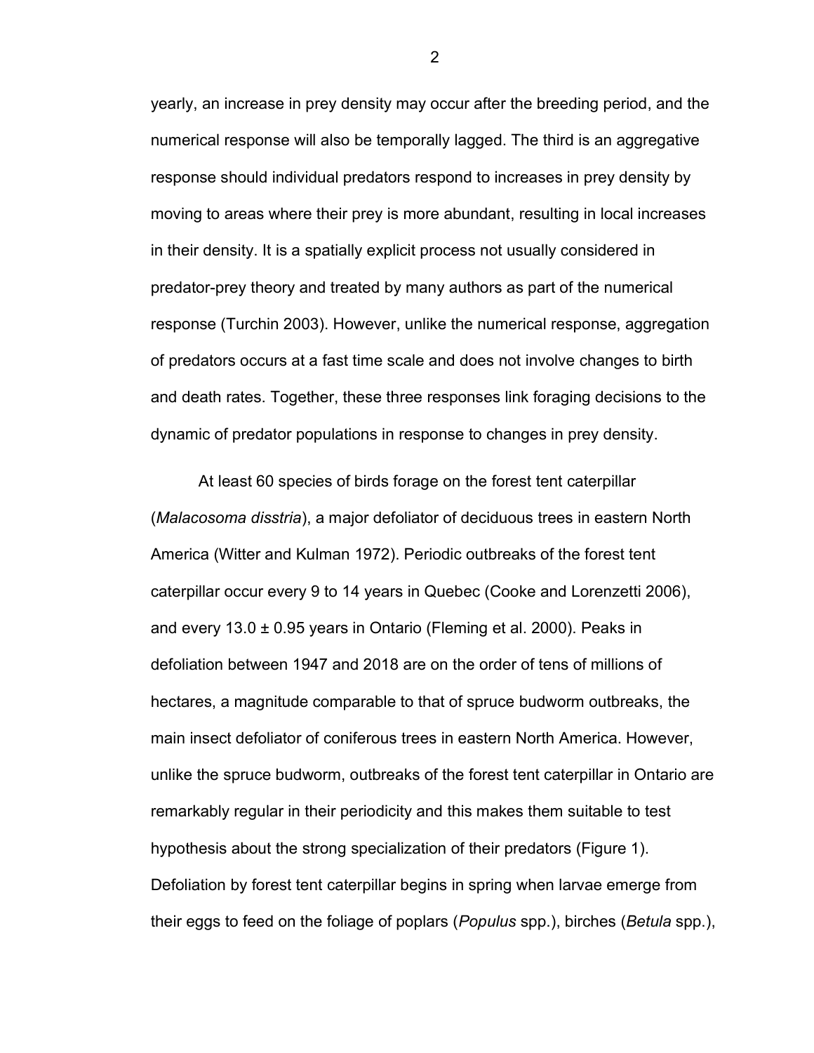yearly, an increase in prey density may occur after the breeding period, and the numerical response will also be temporally lagged. The third is an aggregative response should individual predators respond to increases in prey density by moving to areas where their prey is more abundant, resulting in local increases in their density. It is a spatially explicit process not usually considered in predator-prey theory and treated by many authors as part of the numerical response (Turchin 2003). However, unlike the numerical response, aggregation of predators occurs at a fast time scale and does not involve changes to birth and death rates. Together, these three responses link foraging decisions to the dynamic of predator populations in response to changes in prey density.

At least 60 species of birds forage on the forest tent caterpillar (*Malacosoma disstria*), a major defoliator of deciduous trees in eastern North America (Witter and Kulman 1972). Periodic outbreaks of the forest tent caterpillar occur every 9 to 14 years in Quebec (Cooke and Lorenzetti 2006), and every 13.0 ± 0.95 years in Ontario (Fleming et al. 2000). Peaks in defoliation between 1947 and 2018 are on the order of tens of millions of hectares, a magnitude comparable to that of spruce budworm outbreaks, the main insect defoliator of coniferous trees in eastern North America. However, unlike the spruce budworm, outbreaks of the forest tent caterpillar in Ontario are remarkably regular in their periodicity and this makes them suitable to test hypothesis about the strong specialization of their predators (Figure 1). Defoliation by forest tent caterpillar begins in spring when larvae emerge from their eggs to feed on the foliage of poplars (*Populus* spp.), birches (*Betula* spp.),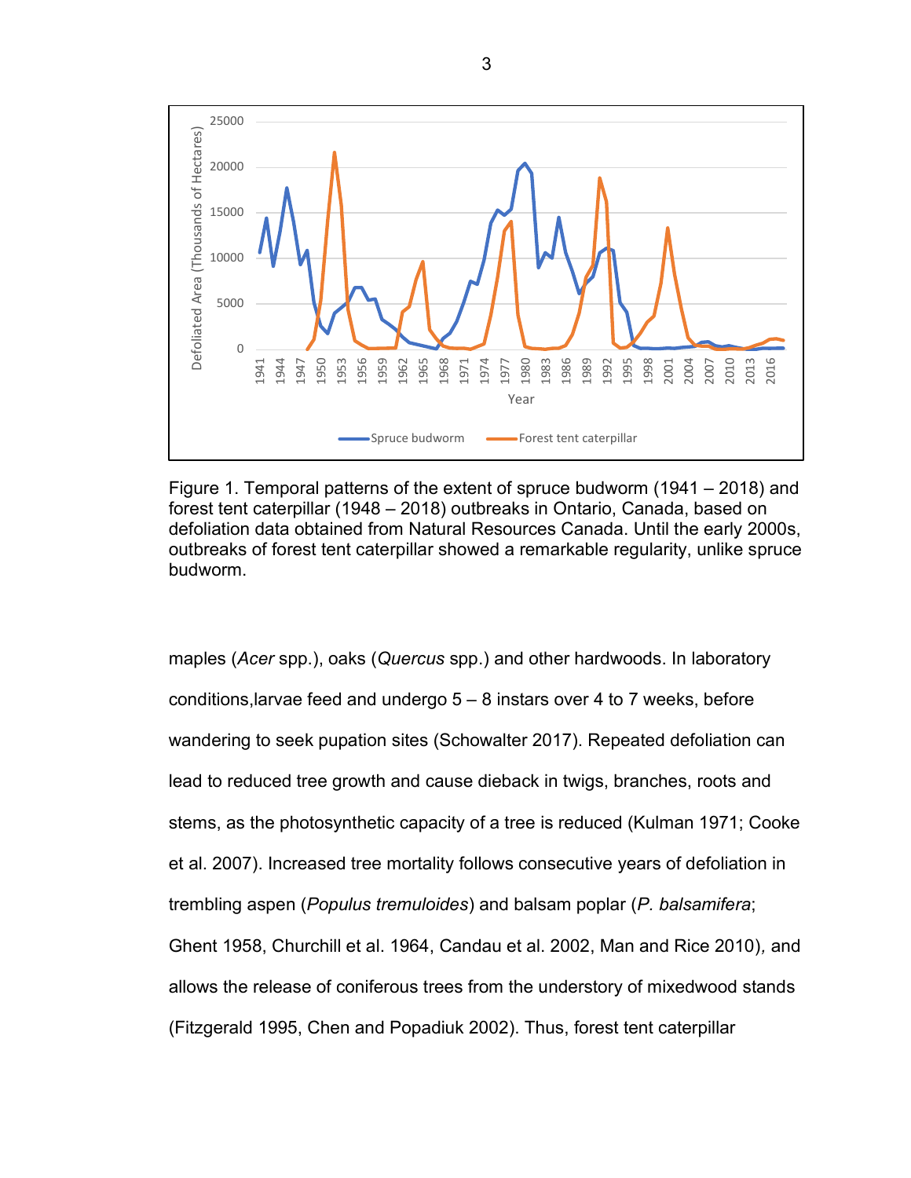Figure 1. Temporal patterns of the extent of spruce budworm (1941 – 2018) and forest tent caterpillar (1948 – 2018) outbreaks in Ontario, Canada, based on defoliation data obtained from Natural Resources Canada. Until the early 2000s, outbreaks of forest tent caterpillar showed a remarkable regularity, unlike spruce budworm.

maples (*Acer* spp.), oaks (*Quercus* spp.) and other hardwoods. In laboratory conditions,larvae feed and undergo 5 – 8 instars over 4 to 7 weeks, before wandering to seek pupation sites (Schowalter 2017). Repeated defoliation can lead to reduced tree growth and cause dieback in twigs, branches, roots and stems, as the photosynthetic capacity of a tree is reduced (Kulman 1971; Cooke et al. 2007). Increased tree mortality follows consecutive years of defoliation in trembling aspen (*Populus tremuloides*) and balsam poplar (*P. balsamifera*; Ghent 1958, Churchill et al. 1964, Candau et al. 2002, Man and Rice 2010), and allows the release of coniferous trees from the understory of mixedwood stands (Fitzgerald 1995, Chen and Popadiuk 2002). Thus, forest tent caterpillar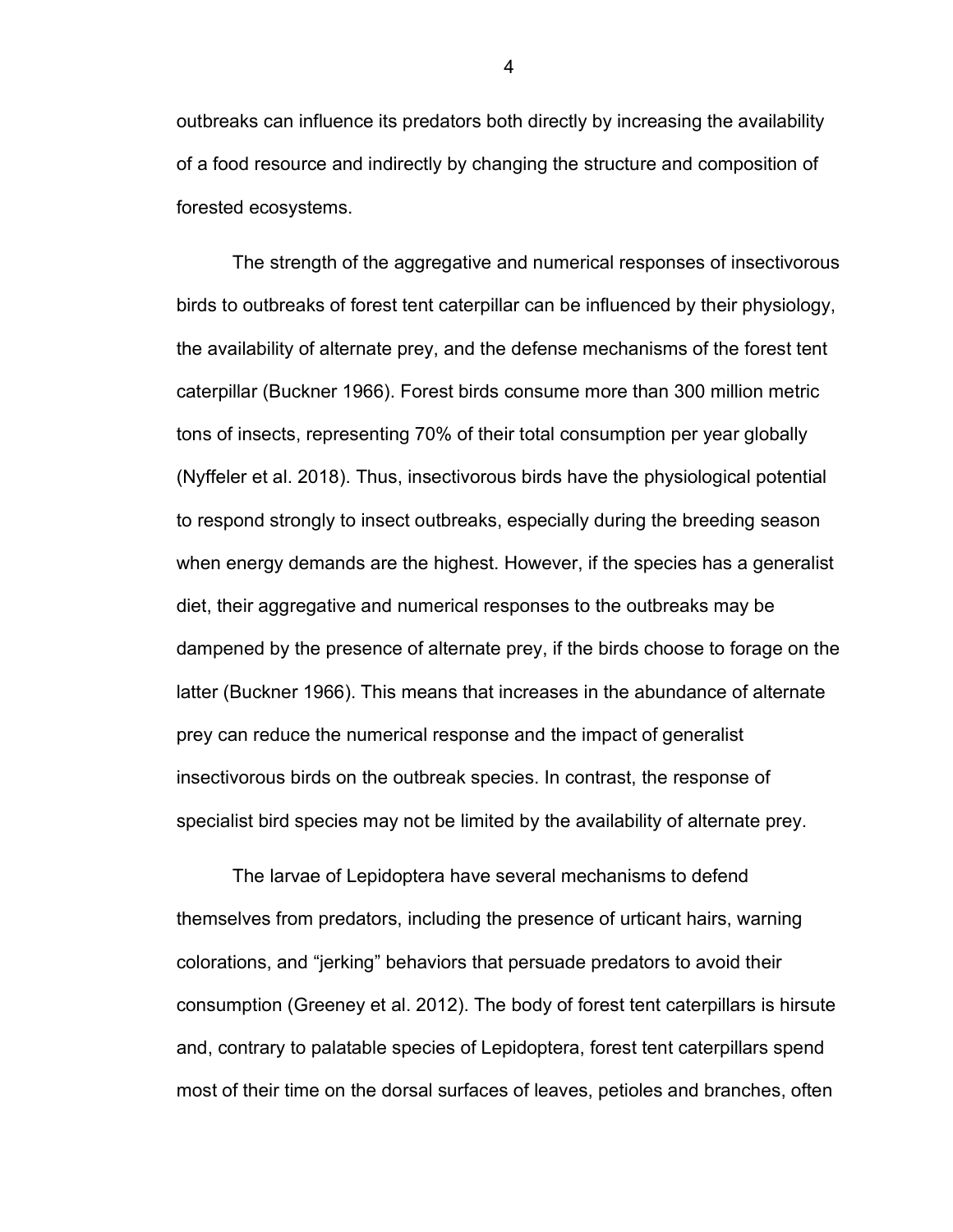outbreaks can influence its predators both directly by increasing the availability of a food resource and indirectly by changing the structure and composition of forested ecosystems.

The strength of the aggregative and numerical responses of insectivorous birds to outbreaks of forest tent caterpillar can be influenced by their physiology, the availability of alternate prey, and the defense mechanisms of the forest tent caterpillar (Buckner 1966). Forest birds consume more than 300 million metric tons of insects, representing 70% of their total consumption per year globally (Nyffeler et al. 2018). Thus, insectivorous birds have the physiological potential to respond strongly to insect outbreaks, especially during the breeding season when energy demands are the highest. However, if the species has a generalist diet, their aggregative and numerical responses to the outbreaks may be dampened by the presence of alternate prey, if the birds choose to forage on the latter (Buckner 1966). This means that increases in the abundance of alternate prey can reduce the numerical response and the impact of generalist insectivorous birds on the outbreak species. In contrast, the response of specialist bird species may not be limited by the availability of alternate prey.

The larvae of Lepidoptera have several mechanisms to defend themselves from predators, including the presence of urticant hairs, warning colorations, and “jerking” behaviors that persuade predators to avoid their consumption (Greeney et al. 2012). The body of forest tent caterpillars is hirsute and, contrary to palatable species of Lepidoptera, forest tent caterpillars spend most of their time on the dorsal surfaces of leaves, petioles and branches, often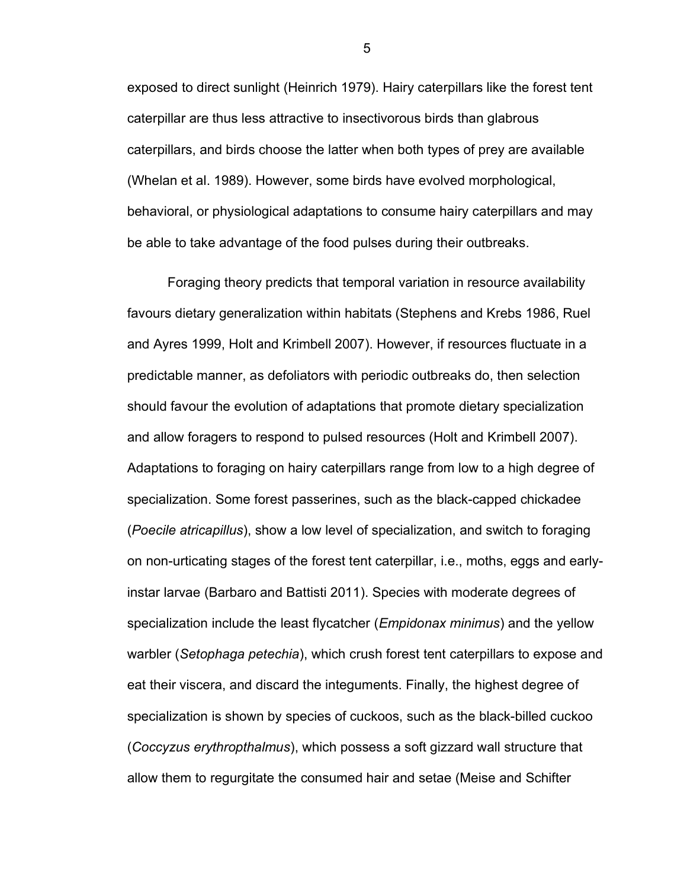exposed to direct sunlight (Heinrich 1979). Hairy caterpillars like the forest tent caterpillar are thus less attractive to insectivorous birds than glabrous caterpillars, and birds choose the latter when both types of prey are available (Whelan et al. 1989). However, some birds have evolved morphological, behavioral, or physiological adaptations to consume hairy caterpillars and may be able to take advantage of the food pulses during their outbreaks.

Foraging theory predicts that temporal variation in resource availability favours dietary generalization within habitats (Stephens and Krebs 1986, Ruel and Ayres 1999, Holt and Krimbell 2007). However, if resources fluctuate in a predictable manner, as defoliators with periodic outbreaks do, then selection should favour the evolution of adaptations that promote dietary specialization and allow foragers to respond to pulsed resources (Holt and Krimbell 2007). Adaptations to foraging on hairy caterpillars range from low to a high degree of specialization. Some forest passerines, such as the black-capped chickadee (*Poecile atricapillus*), show a low level of specialization, and switch to foraging on non-urticating stages of the forest tent caterpillar, i.e., moths, eggs and early-instar larvae (Barbaro and Battisti 2011). Species with moderate degrees of specialization include the least flycatcher (*Empidonax minimus*) and the yellow warbler (*Setophaga petechia*), which crush forest tent caterpillars to expose and eat their viscera, and discard the integuments. Finally, the highest degree of specialization is shown by species of cuckoos, such as the black-billed cuckoo (*Coccyzus erythropthalmus*), which possess a soft gizzard wall structure that allow them to regurgitate the consumed hair and setae (Meise and Schifter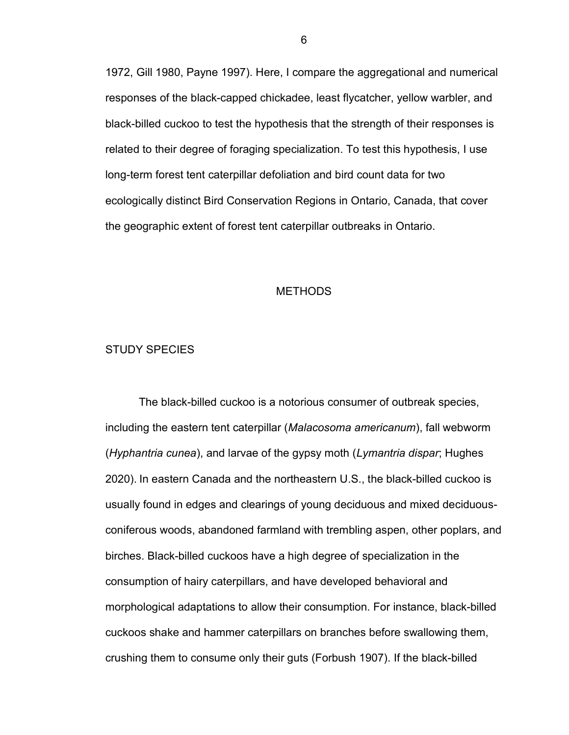1972, Gill 1980, Payne 1997). Here, I compare the aggregational and numerical responses of the black-capped chickadee, least flycatcher, yellow warbler, and black-billed cuckoo to test the hypothesis that the strength of their responses is related to their degree of foraging specialization. To test this hypothesis, I use long-term forest tent caterpillar defoliation and bird count data for two ecologically distinct Bird Conservation Regions in Ontario, Canada, that cover the geographic extent of forest tent caterpillar outbreaks in Ontario.

# METHODS

## STUDY SPECIES

The black-billed cuckoo is a notorious consumer of outbreak species, including the eastern tent caterpillar (*Malacosoma americanum*), fall webworm (*Hyphantria cunea*), and larvae of the gypsy moth (*Lymantria dispar*; Hughes 2020). In eastern Canada and the northeastern U.S., the black-billed cuckoo is usually found in edges and clearings of young deciduous and mixed deciduous-coniferous woods, abandoned farmland with trembling aspen, other poplars, and birches. Black-billed cuckoos have a high degree of specialization in the consumption of hairy caterpillars, and have developed behavioral and morphological adaptations to allow their consumption. For instance, black-billed cuckoos shake and hammer caterpillars on branches before swallowing them, crushing them to consume only their guts (Forbush 1907). If the black-billed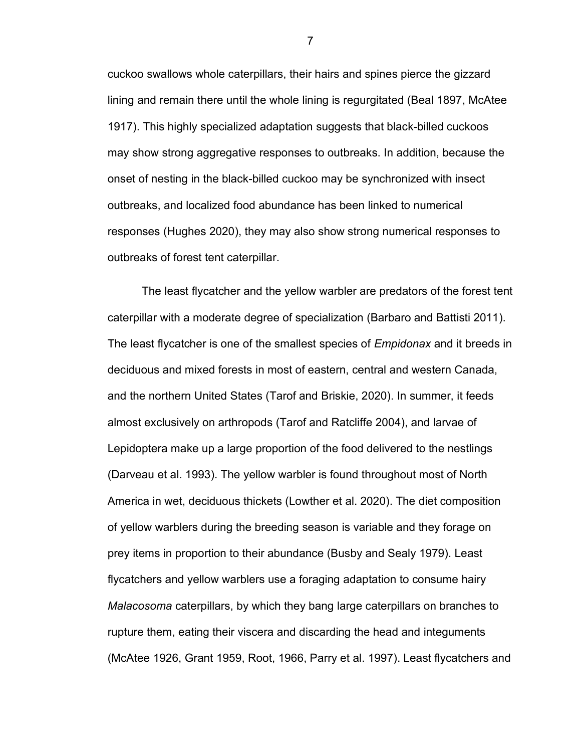cuckoo swallows whole caterpillars, their hairs and spines pierce the gizzard lining and remain there until the whole lining is regurgitated (Beal 1897, McAtee 1917). This highly specialized adaptation suggests that black-billed cuckoos may show strong aggregative responses to outbreaks. In addition, because the onset of nesting in the black-billed cuckoo may be synchronized with insect outbreaks, and localized food abundance has been linked to numerical responses (Hughes 2020), they may also show strong numerical responses to outbreaks of forest tent caterpillar.

The least flycatcher and the yellow warbler are predators of the forest tent caterpillar with a moderate degree of specialization (Barbaro and Battisti 2011). The least flycatcher is one of the smallest species of *Empidonax* and it breeds in deciduous and mixed forests in most of eastern, central and western Canada, and the northern United States (Tarof and Briskie, 2020). In summer, it feeds almost exclusively on arthropods (Tarof and Ratcliffe 2004), and larvae of Lepidoptera make up a large proportion of the food delivered to the nestlings (Darveau et al. 1993). The yellow warbler is found throughout most of North America in wet, deciduous thickets (Lowther et al. 2020). The diet composition of yellow warblers during the breeding season is variable and they forage on prey items in proportion to their abundance (Busby and Sealy 1979). Least flycatchers and yellow warblers use a foraging adaptation to consume hairy *Malacosoma* caterpillars, by which they bang large caterpillars on branches to rupture them, eating their viscera and discarding the head and integuments (McAtee 1926, Grant 1959, Root, 1966, Parry et al. 1997). Least flycatchers and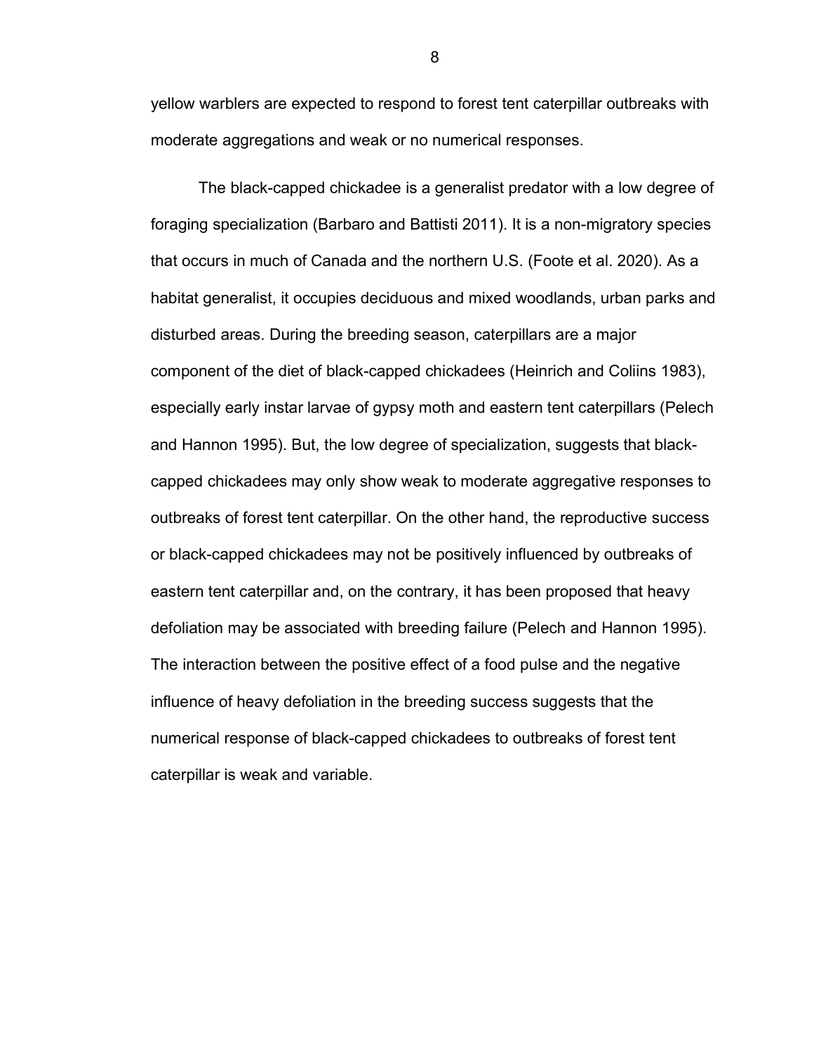yellow warblers are expected to respond to forest tent caterpillar outbreaks with moderate aggregations and weak or no numerical responses.

The black-capped chickadee is a generalist predator with a low degree of foraging specialization (Barbaro and Battisti 2011). It is a non-migratory species that occurs in much of Canada and the northern U.S. (Foote et al. 2020). As a habitat generalist, it occupies deciduous and mixed woodlands, urban parks and disturbed areas. During the breeding season, caterpillars are a major component of the diet of black-capped chickadees (Heinrich and Coliins 1983), especially early instar larvae of gypsy moth and eastern tent caterpillars (Pelech and Hannon 1995). But, the low degree of specialization, suggests that black-capped chickadees may only show weak to moderate aggregative responses to outbreaks of forest tent caterpillar. On the other hand, the reproductive success or black-capped chickadees may not be positively influenced by outbreaks of eastern tent caterpillar and, on the contrary, it has been proposed that heavy defoliation may be associated with breeding failure (Pelech and Hannon 1995). The interaction between the positive effect of a food pulse and the negative influence of heavy defoliation in the breeding success suggests that the numerical response of black-capped chickadees to outbreaks of forest tent caterpillar is weak and variable.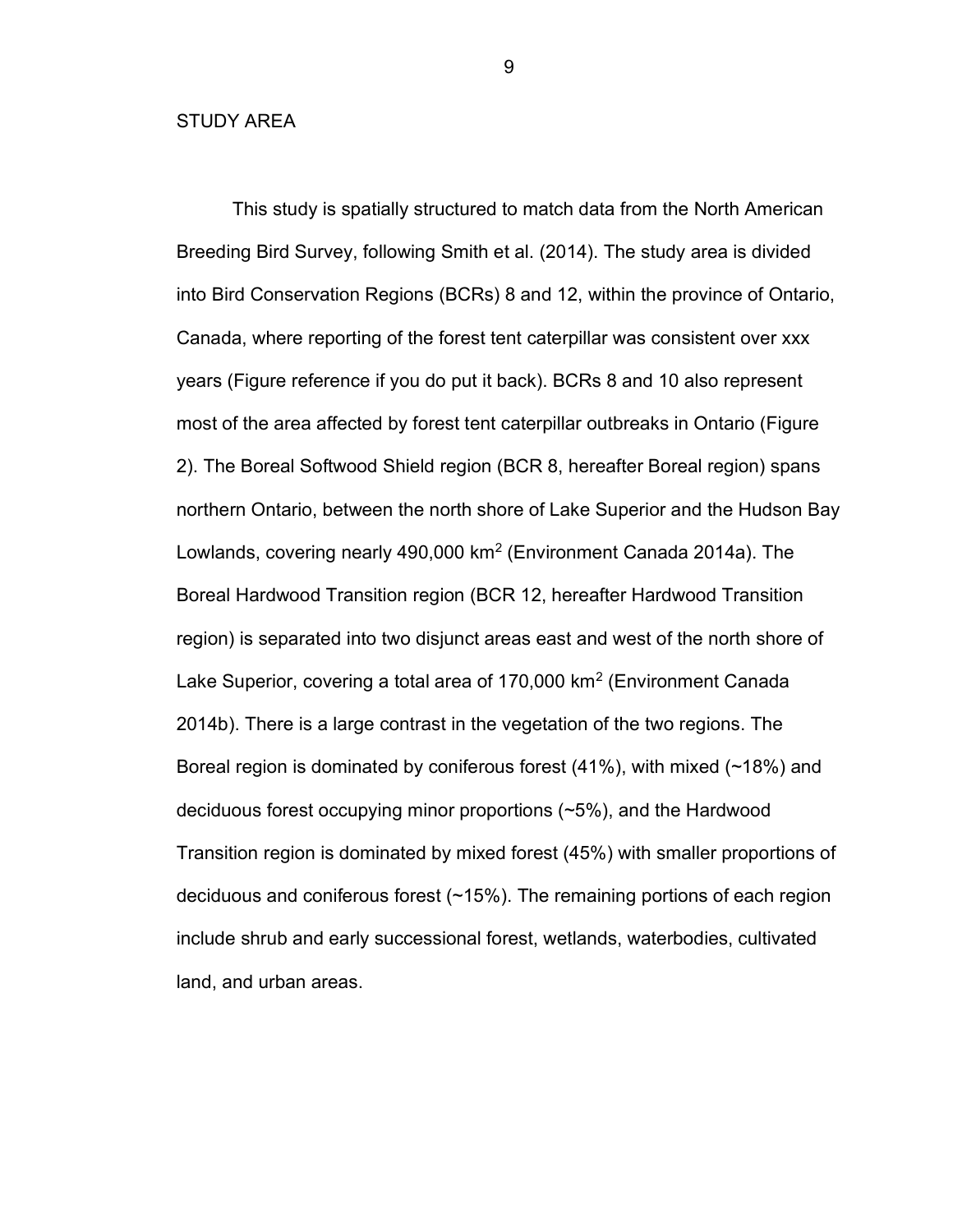## STUDY AREA

This study is spatially structured to match data from the North American Breeding Bird Survey, following Smith et al. (2014). The study area is divided into Bird Conservation Regions (BCRs) 8 and 12, within the province of Ontario, Canada, where reporting of the forest tent caterpillar was consistent over xxx years (Figure reference if you do put it back). BCRs 8 and 10 also represent most of the area affected by forest tent caterpillar outbreaks in Ontario (Figure 2). The Boreal Softwood Shield region (BCR 8, hereafter Boreal region) spans northern Ontario, between the north shore of Lake Superior and the Hudson Bay Lowlands, covering nearly 490,000 km$^2$ (Environment Canada 2014a). The Boreal Hardwood Transition region (BCR 12, hereafter Hardwood Transition region) is separated into two disjunct areas east and west of the north shore of Lake Superior, covering a total area of 170,000 km$^2$ (Environment Canada 2014b). There is a large contrast in the vegetation of the two regions. The Boreal region is dominated by coniferous forest (41%), with mixed (~18%) and deciduous forest occupying minor proportions (~5%), and the Hardwood Transition region is dominated by mixed forest (45%) with smaller proportions of deciduous and coniferous forest (~15%). The remaining portions of each region include shrub and early successional forest, wetlands, waterbodies, cultivated land, and urban areas.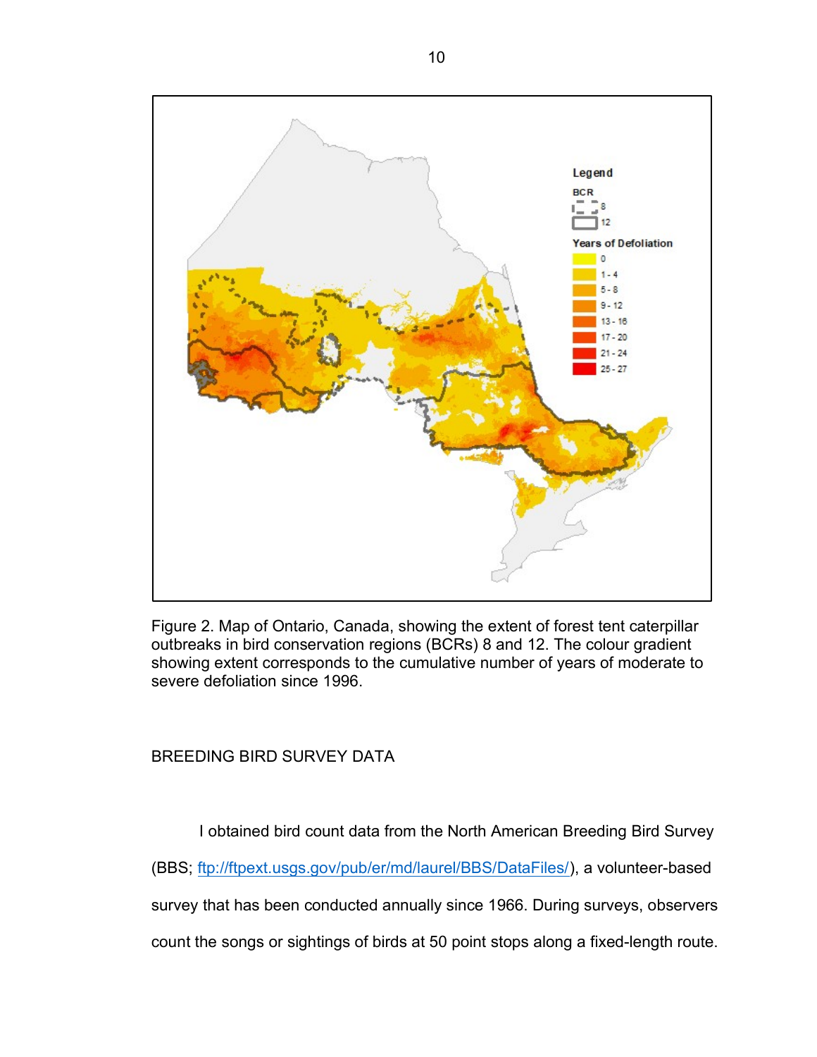Figure 2. Map of Ontario, Canada, showing the extent of forest tent caterpillar outbreaks in bird conservation regions (BCRs) 8 and 12. The colour gradient showing extent corresponds to the cumulative number of years of moderate to severe defoliation since 1996.

## BREEDING BIRD SURVEY DATA

I obtained bird count data from the North American Breeding Bird Survey (BBS; ftp://ftpext.usgs.gov/pub/er/md/laurel/BBS/DataFiles/), a volunteer-based survey that has been conducted annually since 1966. During surveys, observers count the songs or sightings of birds at 50 point stops along a fixed-length route.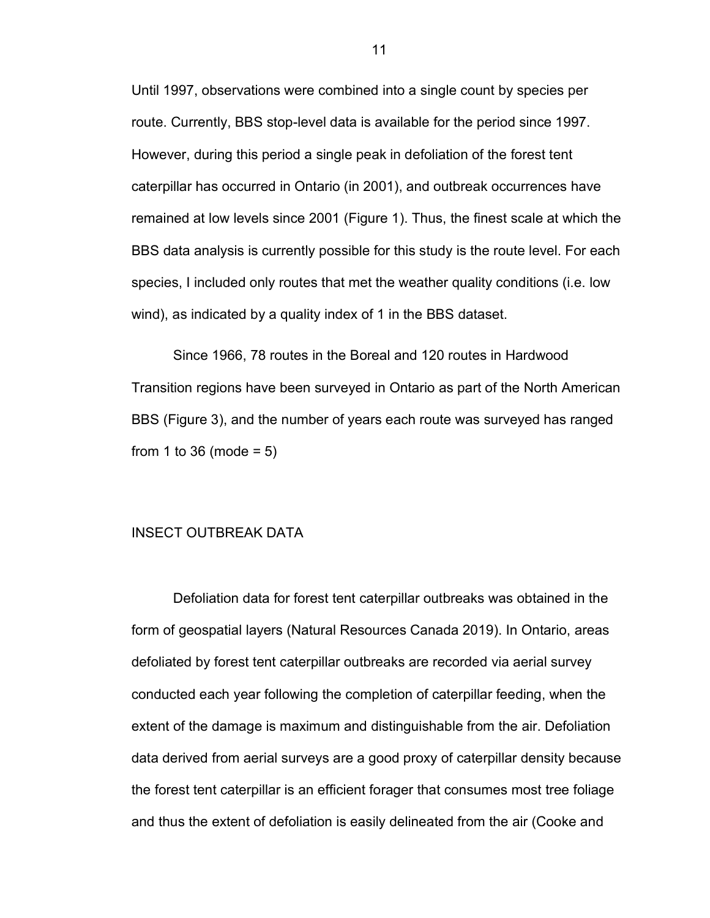Until 1997, observations were combined into a single count by species per route. Currently, BBS stop-level data is available for the period since 1997. However, during this period a single peak in defoliation of the forest tent caterpillar has occurred in Ontario (in 2001), and outbreak occurrences have remained at low levels since 2001 (Figure 1). Thus, the finest scale at which the BBS data analysis is currently possible for this study is the route level. For each species, I included only routes that met the weather quality conditions (i.e. low wind), as indicated by a quality index of 1 in the BBS dataset.

Since 1966, 78 routes in the Boreal and 120 routes in Hardwood Transition regions have been surveyed in Ontario as part of the North American BBS (Figure 3), and the number of years each route was surveyed has ranged from 1 to 36 (mode = 5)

## INSECT OUTBREAK DATA

Defoliation data for forest tent caterpillar outbreaks was obtained in the form of geospatial layers (Natural Resources Canada 2019). In Ontario, areas defoliated by forest tent caterpillar outbreaks are recorded via aerial survey conducted each year following the completion of caterpillar feeding, when the extent of the damage is maximum and distinguishable from the air. Defoliation data derived from aerial surveys are a good proxy of caterpillar density because the forest tent caterpillar is an efficient forager that consumes most tree foliage and thus the extent of defoliation is easily delineated from the air (Cooke and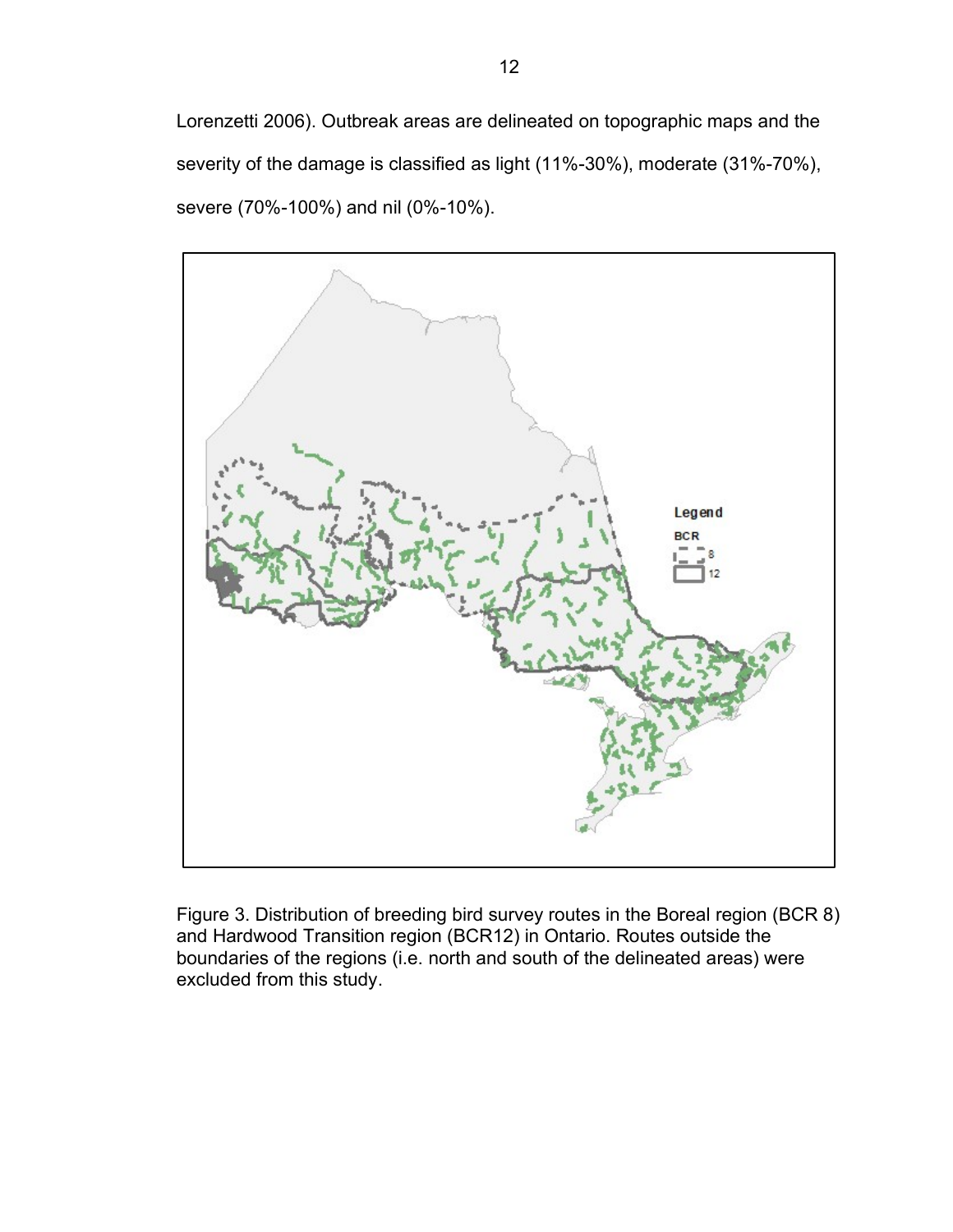Lorenzetti 2006). Outbreak areas are delineated on topographic maps and the severity of the damage is classified as light (11%-30%), moderate (31%-70%), severe (70%-100%) and nil (0%-10%).

Figure 3. Distribution of breeding bird survey routes in the Boreal region (BCR 8) and Hardwood Transition region (BCR12) in Ontario. Routes outside the boundaries of the regions (i.e. north and south of the delineated areas) were excluded from this study.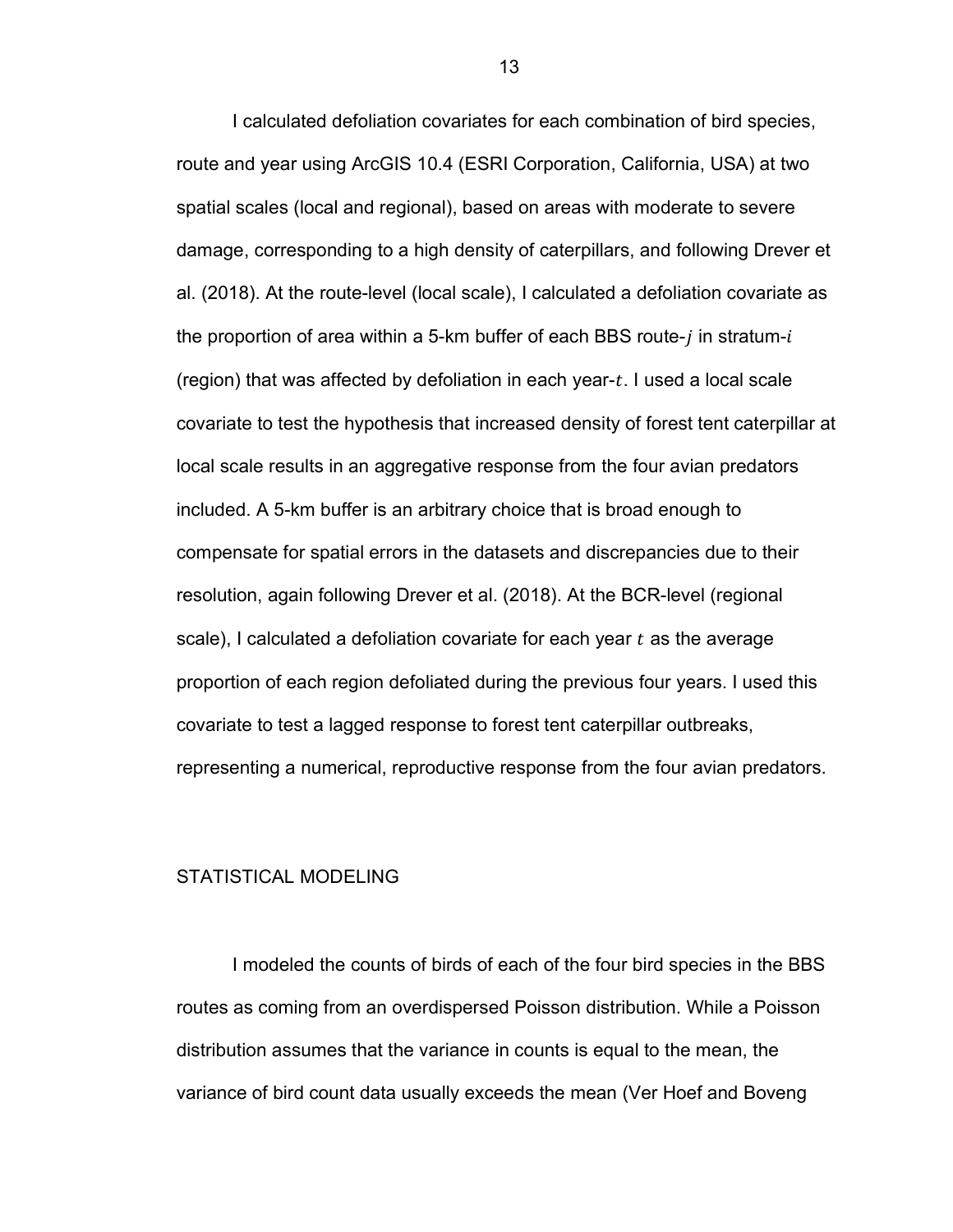I calculated defoliation covariates for each combination of bird species, route and year using ArcGIS 10.4 (ESRI Corporation, California, USA) at two spatial scales (local and regional), based on areas with moderate to severe damage, corresponding to a high density of caterpillars, and following Drever et al. (2018). At the route-level (local scale), I calculated a defoliation covariate as the proportion of area within a 5-km buffer of each BBS route-$j$ in stratum-$i$ (region) that was affected by defoliation in each year-$t$. I used a local scale covariate to test the hypothesis that increased density of forest tent caterpillar at local scale results in an aggregative response from the four avian predators included. A 5-km buffer is an arbitrary choice that is broad enough to compensate for spatial errors in the datasets and discrepancies due to their resolution, again following Drever et al. (2018). At the BCR-level (regional scale), I calculated a defoliation covariate for each year $t$ as the average proportion of each region defoliated during the previous four years. I used this covariate to test a lagged response to forest tent caterpillar outbreaks, representing a numerical, reproductive response from the four avian predators.

## STATISTICAL MODELING

I modeled the counts of birds of each of the four bird species in the BBS routes as coming from an overdispersed Poisson distribution. While a Poisson distribution assumes that the variance in counts is equal to the mean, the variance of bird count data usually exceeds the mean (Ver Hoef and Boveng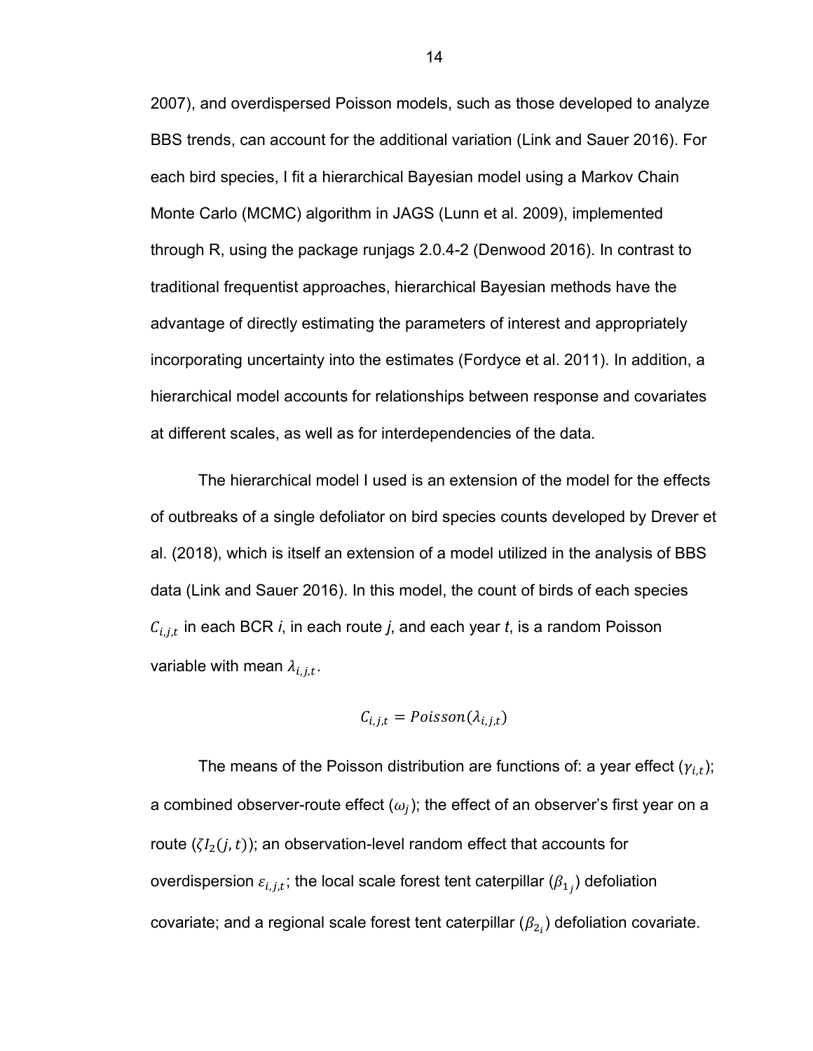2007), and overdispersed Poisson models, such as those developed to analyze BBS trends, can account for the additional variation (Link and Sauer 2016). For each bird species, I fit a hierarchical Bayesian model using a Markov Chain Monte Carlo (MCMC) algorithm in JAGS (Lunn et al. 2009), implemented through R, using the package runjags 2.0.4-2 (Denwood 2016). In contrast to traditional frequentist approaches, hierarchical Bayesian methods have the advantage of directly estimating the parameters of interest and appropriately incorporating uncertainty into the estimates (Fordyce et al. 2011). In addition, a hierarchical model accounts for relationships between response and covariates at different scales, as well as for interdependencies of the data.

The hierarchical model I used is an extension of the model for the effects of outbreaks of a single defoliator on bird species counts developed by Drever et al. (2018), which is itself an extension of a model utilized in the analysis of BBS data (Link and Sauer 2016). In this model, the count of birds of each species $C_{i,j,t}$ in each BCR *i*, in each route *j*, and each year *t*, is a random Poisson variable with mean $\lambda_{i,j,t}$.

$$C_{i,j,t} = Poisson(\lambda_{i,j,t})$$

The means of the Poisson distribution are functions of: a year effect ($\gamma_{i,t}$); a combined observer-route effect ($\omega_j$); the effect of an observer's first year on a route ($\zeta I_2(j,t)$); an observation-level random effect that accounts for overdispersion $\varepsilon_{i,j,t}$; the local scale forest tent caterpillar ($\beta_{1_j}$) defoliation covariate; and a regional scale forest tent caterpillar ($\beta_{2_i}$) defoliation covariate.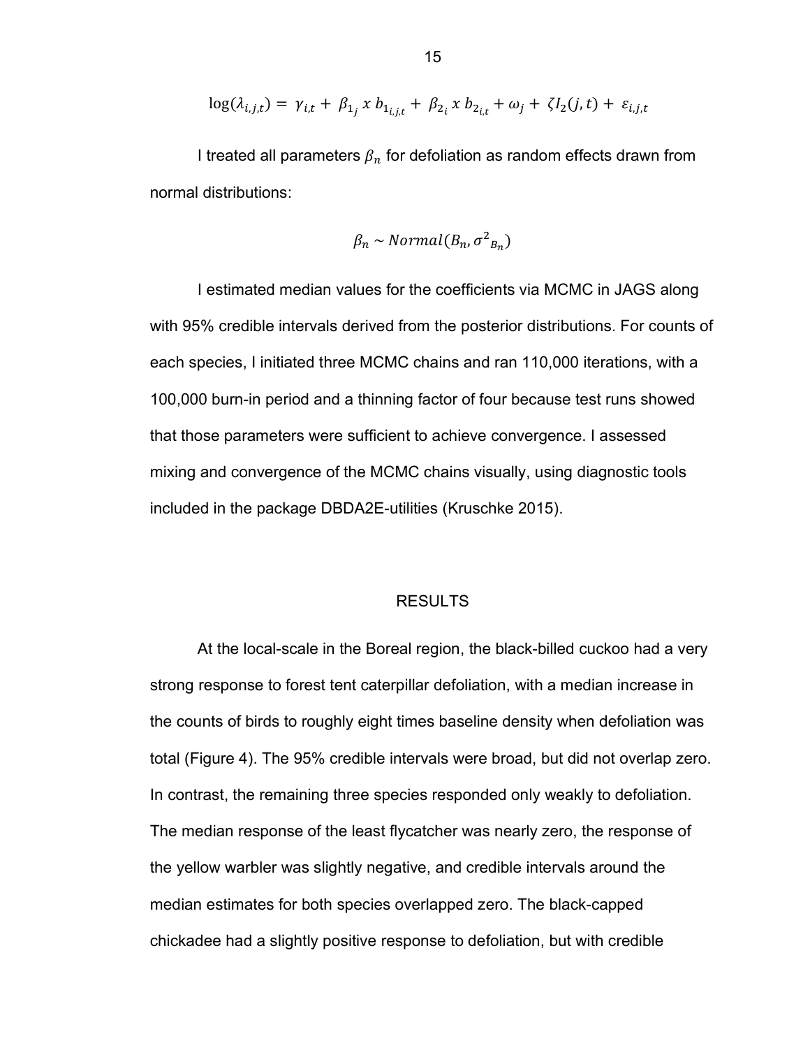$$\log(\lambda_{i,j,t}) = \gamma_{i,t} + \beta_{1_j} \, x \, b_{1_{i,j,t}} + \beta_{2_i} \, x \, b_{2_{i,t}} + \omega_j + \zeta I_2(j,t) + \varepsilon_{i,j,t}$$

I treated all parameters $\beta_n$ for defoliation as random effects drawn from normal distributions:

$$\beta_n \sim Normal(B_n, {\sigma^2}_{B_n})$$

I estimated median values for the coefficients via MCMC in JAGS along with 95% credible intervals derived from the posterior distributions. For counts of each species, I initiated three MCMC chains and ran 110,000 iterations, with a 100,000 burn-in period and a thinning factor of four because test runs showed that those parameters were sufficient to achieve convergence. I assessed mixing and convergence of the MCMC chains visually, using diagnostic tools included in the package DBDA2E-utilities (Kruschke 2015).

## RESULTS

At the local-scale in the Boreal region, the black-billed cuckoo had a very strong response to forest tent caterpillar defoliation, with a median increase in the counts of birds to roughly eight times baseline density when defoliation was total (Figure 4). The 95% credible intervals were broad, but did not overlap zero. In contrast, the remaining three species responded only weakly to defoliation. The median response of the least flycatcher was nearly zero, the response of the yellow warbler was slightly negative, and credible intervals around the median estimates for both species overlapped zero. The black-capped chickadee had a slightly positive response to defoliation, but with credible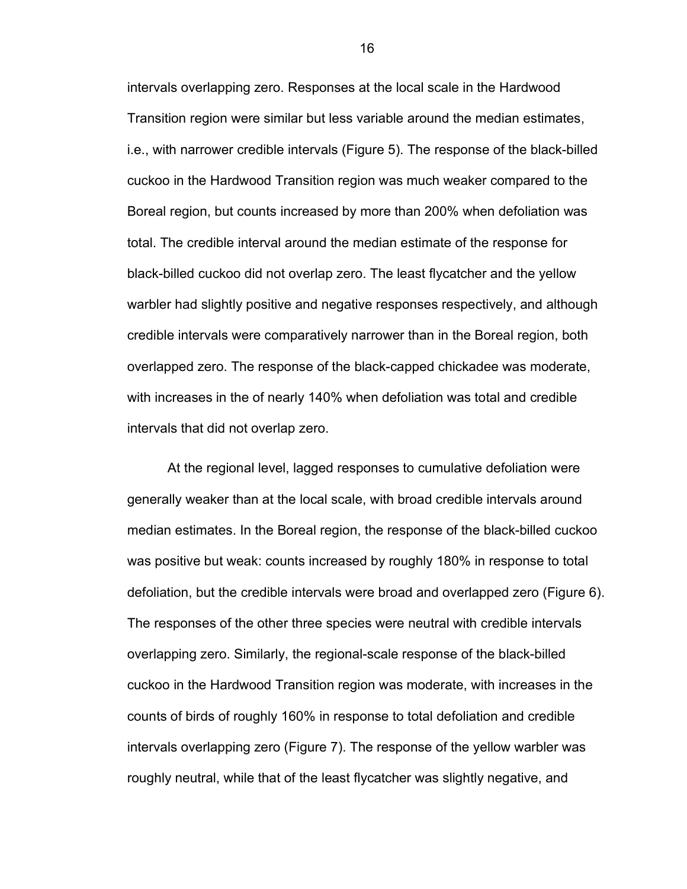intervals overlapping zero. Responses at the local scale in the Hardwood Transition region were similar but less variable around the median estimates, i.e., with narrower credible intervals (Figure 5). The response of the black-billed cuckoo in the Hardwood Transition region was much weaker compared to the Boreal region, but counts increased by more than 200% when defoliation was total. The credible interval around the median estimate of the response for black-billed cuckoo did not overlap zero. The least flycatcher and the yellow warbler had slightly positive and negative responses respectively, and although credible intervals were comparatively narrower than in the Boreal region, both overlapped zero. The response of the black-capped chickadee was moderate, with increases in the of nearly 140% when defoliation was total and credible intervals that did not overlap zero.

At the regional level, lagged responses to cumulative defoliation were generally weaker than at the local scale, with broad credible intervals around median estimates. In the Boreal region, the response of the black-billed cuckoo was positive but weak: counts increased by roughly 180% in response to total defoliation, but the credible intervals were broad and overlapped zero (Figure 6). The responses of the other three species were neutral with credible intervals overlapping zero. Similarly, the regional-scale response of the black-billed cuckoo in the Hardwood Transition region was moderate, with increases in the counts of birds of roughly 160% in response to total defoliation and credible intervals overlapping zero (Figure 7). The response of the yellow warbler was roughly neutral, while that of the least flycatcher was slightly negative, and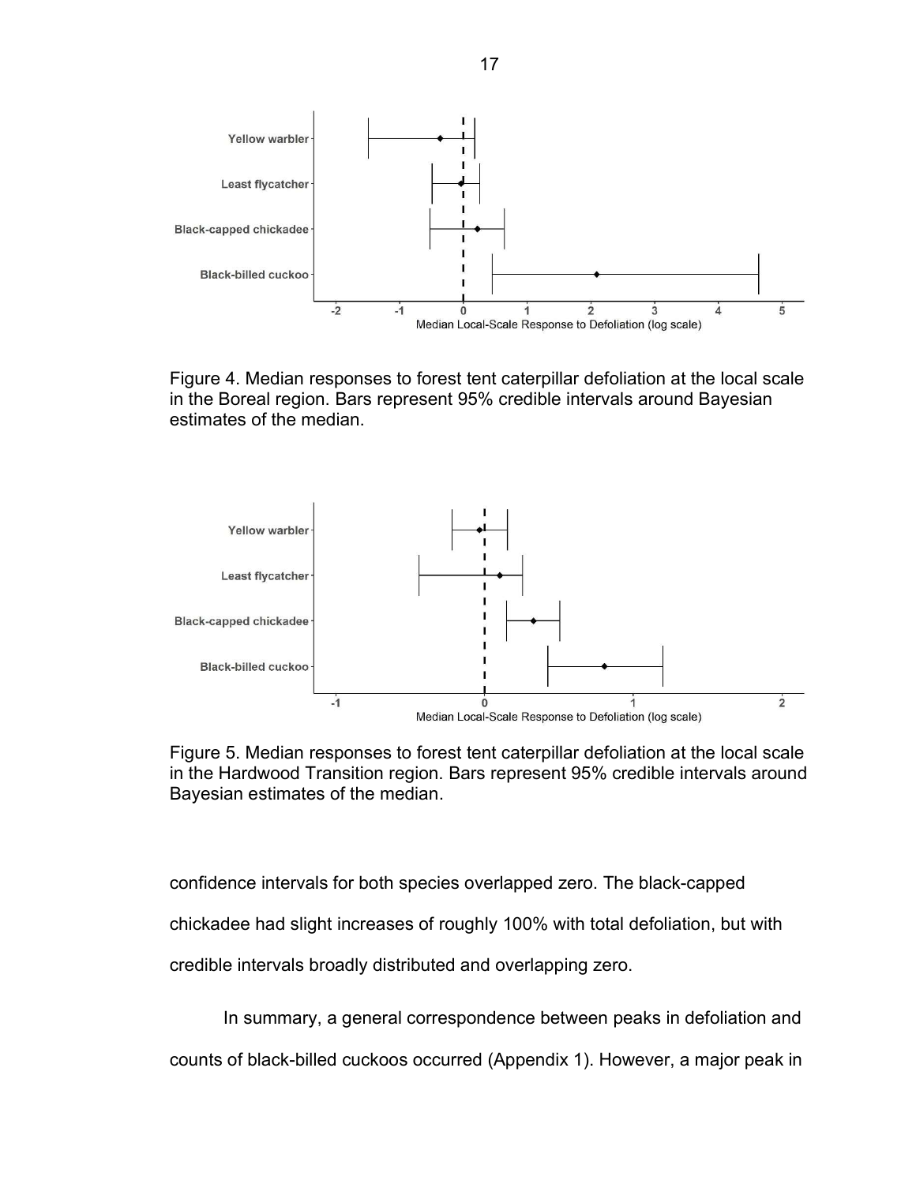Figure 4. Median responses to forest tent caterpillar defoliation at the local scale in the Boreal region. Bars represent 95% credible intervals around Bayesian estimates of the median.

Figure 5. Median responses to forest tent caterpillar defoliation at the local scale in the Hardwood Transition region. Bars represent 95% credible intervals around Bayesian estimates of the median.

confidence intervals for both species overlapped zero. The black-capped chickadee had slight increases of roughly 100% with total defoliation, but with credible intervals broadly distributed and overlapping zero.

In summary, a general correspondence between peaks in defoliation and counts of black-billed cuckoos occurred (Appendix 1). However, a major peak in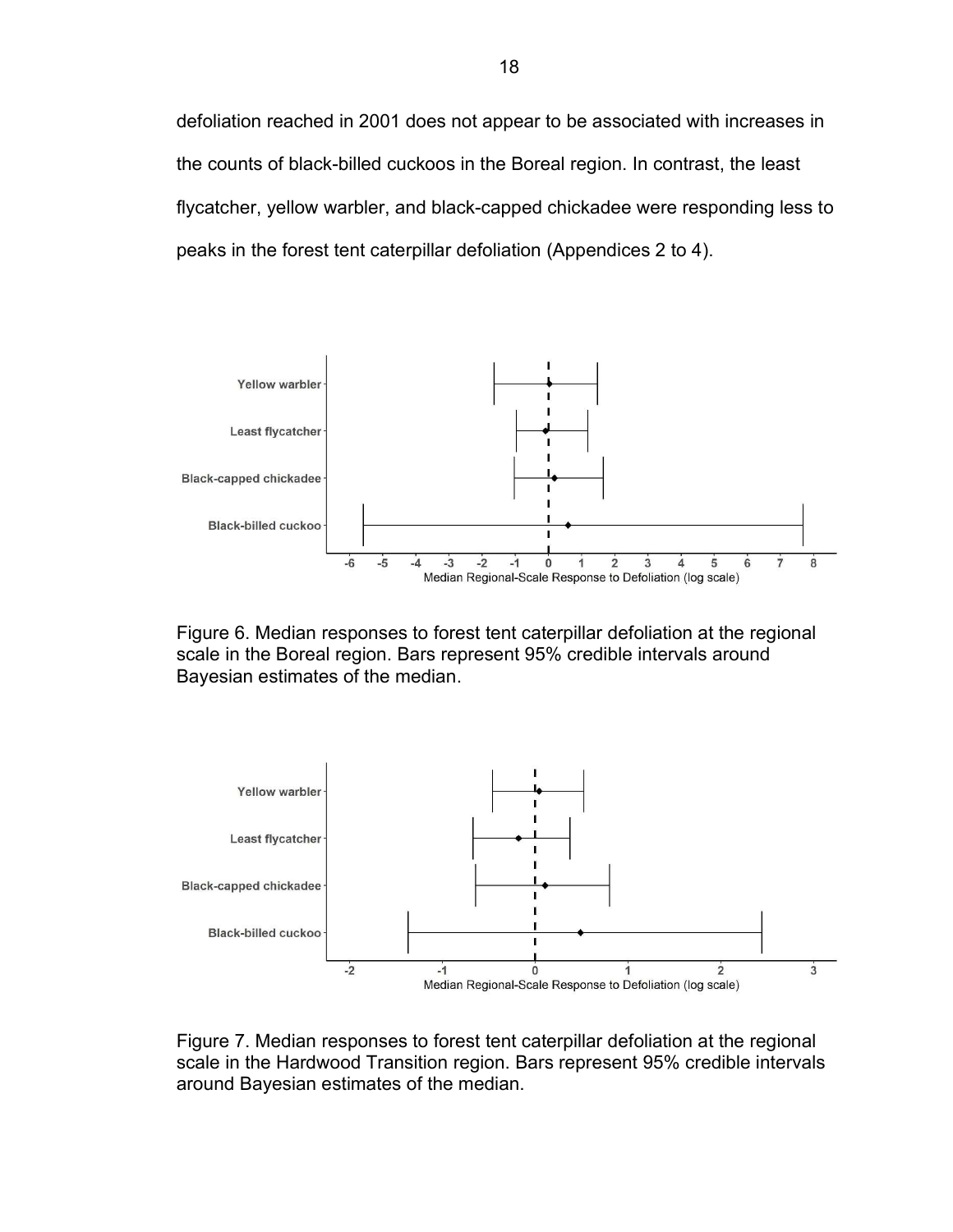defoliation reached in 2001 does not appear to be associated with increases in the counts of black-billed cuckoos in the Boreal region. In contrast, the least flycatcher, yellow warbler, and black-capped chickadee were responding less to peaks in the forest tent caterpillar defoliation (Appendices 2 to 4).

Figure 6. Median responses to forest tent caterpillar defoliation at the regional scale in the Boreal region. Bars represent 95% credible intervals around Bayesian estimates of the median.

Figure 7. Median responses to forest tent caterpillar defoliation at the regional scale in the Hardwood Transition region. Bars represent 95% credible intervals around Bayesian estimates of the median.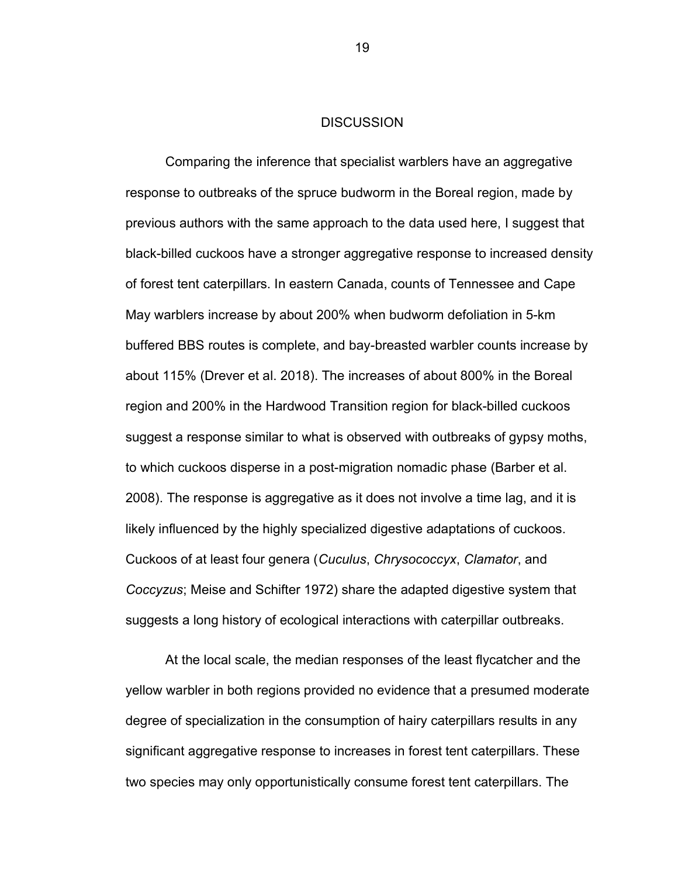# DISCUSSION

Comparing the inference that specialist warblers have an aggregative response to outbreaks of the spruce budworm in the Boreal region, made by previous authors with the same approach to the data used here, I suggest that black-billed cuckoos have a stronger aggregative response to increased density of forest tent caterpillars. In eastern Canada, counts of Tennessee and Cape May warblers increase by about 200% when budworm defoliation in 5-km buffered BBS routes is complete, and bay-breasted warbler counts increase by about 115% (Drever et al. 2018). The increases of about 800% in the Boreal region and 200% in the Hardwood Transition region for black-billed cuckoos suggest a response similar to what is observed with outbreaks of gypsy moths, to which cuckoos disperse in a post-migration nomadic phase (Barber et al. 2008). The response is aggregative as it does not involve a time lag, and it is likely influenced by the highly specialized digestive adaptations of cuckoos. Cuckoos of at least four genera (*Cuculus*, *Chrysococcyx*, *Clamator*, and *Coccyzus*; Meise and Schifter 1972) share the adapted digestive system that suggests a long history of ecological interactions with caterpillar outbreaks.

At the local scale, the median responses of the least flycatcher and the yellow warbler in both regions provided no evidence that a presumed moderate degree of specialization in the consumption of hairy caterpillars results in any significant aggregative response to increases in forest tent caterpillars. These two species may only opportunistically consume forest tent caterpillars. The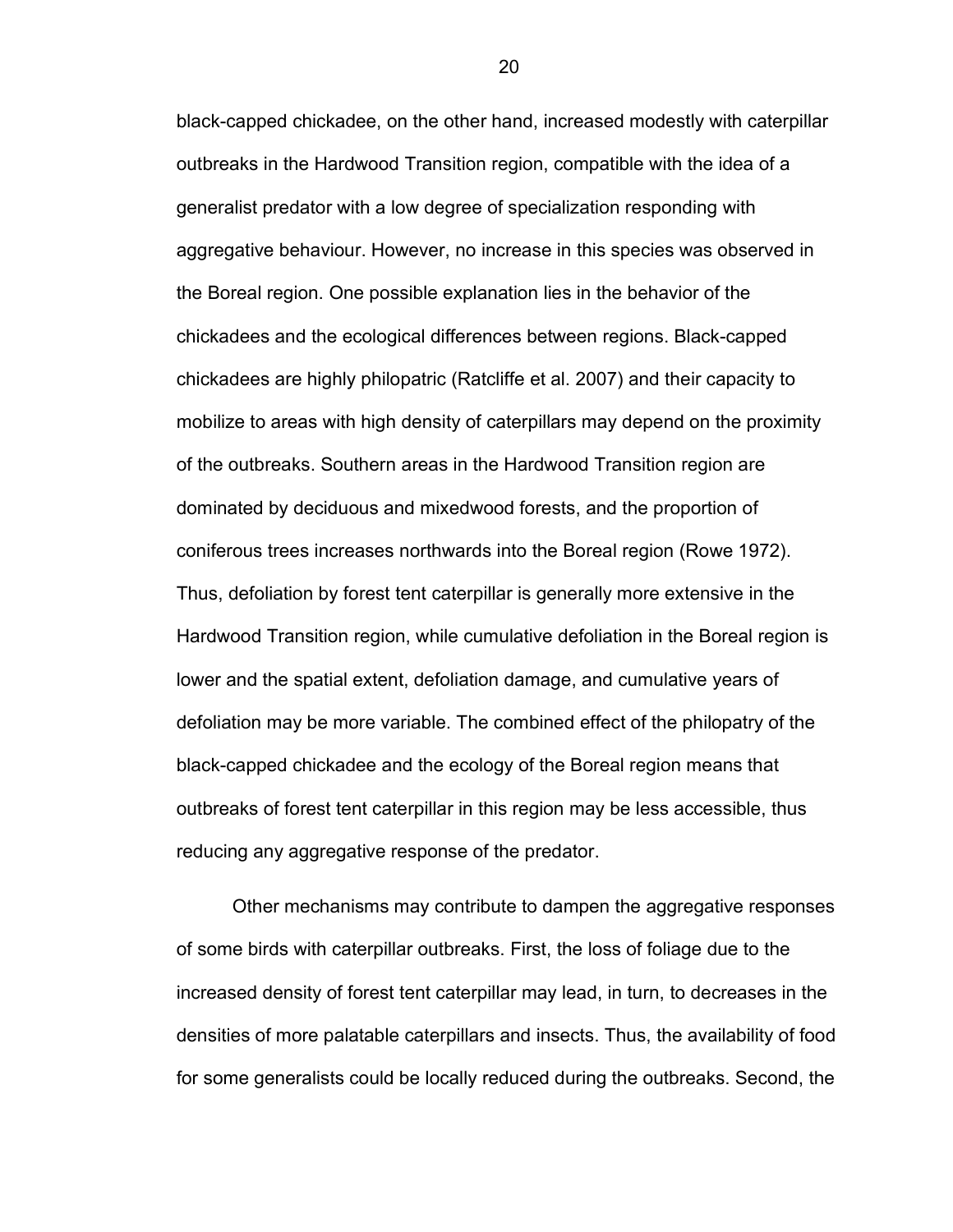black-capped chickadee, on the other hand, increased modestly with caterpillar outbreaks in the Hardwood Transition region, compatible with the idea of a generalist predator with a low degree of specialization responding with aggregative behaviour. However, no increase in this species was observed in the Boreal region. One possible explanation lies in the behavior of the chickadees and the ecological differences between regions. Black-capped chickadees are highly philopatric (Ratcliffe et al. 2007) and their capacity to mobilize to areas with high density of caterpillars may depend on the proximity of the outbreaks. Southern areas in the Hardwood Transition region are dominated by deciduous and mixedwood forests, and the proportion of coniferous trees increases northwards into the Boreal region (Rowe 1972). Thus, defoliation by forest tent caterpillar is generally more extensive in the Hardwood Transition region, while cumulative defoliation in the Boreal region is lower and the spatial extent, defoliation damage, and cumulative years of defoliation may be more variable. The combined effect of the philopatry of the black-capped chickadee and the ecology of the Boreal region means that outbreaks of forest tent caterpillar in this region may be less accessible, thus reducing any aggregative response of the predator.

Other mechanisms may contribute to dampen the aggregative responses of some birds with caterpillar outbreaks. First, the loss of foliage due to the increased density of forest tent caterpillar may lead, in turn, to decreases in the densities of more palatable caterpillars and insects. Thus, the availability of food for some generalists could be locally reduced during the outbreaks. Second, the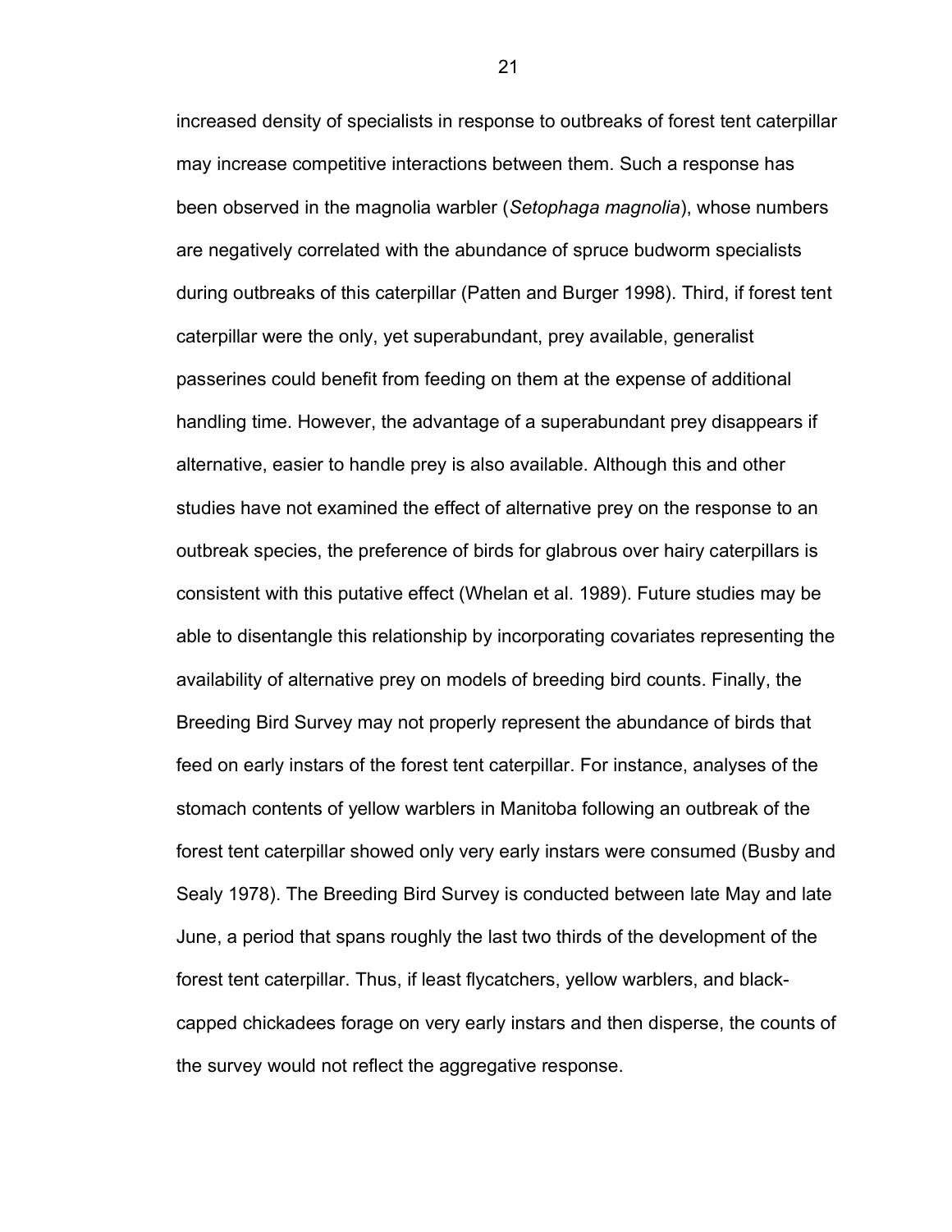increased density of specialists in response to outbreaks of forest tent caterpillar may increase competitive interactions between them. Such a response has been observed in the magnolia warbler (*Setophaga magnolia*), whose numbers are negatively correlated with the abundance of spruce budworm specialists during outbreaks of this caterpillar (Patten and Burger 1998). Third, if forest tent caterpillar were the only, yet superabundant, prey available, generalist passerines could benefit from feeding on them at the expense of additional handling time. However, the advantage of a superabundant prey disappears if alternative, easier to handle prey is also available. Although this and other studies have not examined the effect of alternative prey on the response to an outbreak species, the preference of birds for glabrous over hairy caterpillars is consistent with this putative effect (Whelan et al. 1989). Future studies may be able to disentangle this relationship by incorporating covariates representing the availability of alternative prey on models of breeding bird counts. Finally, the Breeding Bird Survey may not properly represent the abundance of birds that feed on early instars of the forest tent caterpillar. For instance, analyses of the stomach contents of yellow warblers in Manitoba following an outbreak of the forest tent caterpillar showed only very early instars were consumed (Busby and Sealy 1978). The Breeding Bird Survey is conducted between late May and late June, a period that spans roughly the last two thirds of the development of the forest tent caterpillar. Thus, if least flycatchers, yellow warblers, and black-capped chickadees forage on very early instars and then disperse, the counts of the survey would not reflect the aggregative response.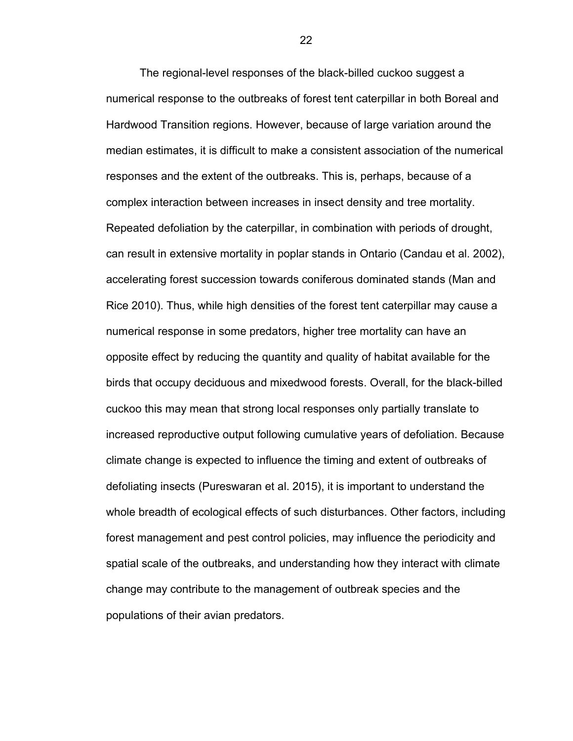The regional-level responses of the black-billed cuckoo suggest a numerical response to the outbreaks of forest tent caterpillar in both Boreal and Hardwood Transition regions. However, because of large variation around the median estimates, it is difficult to make a consistent association of the numerical responses and the extent of the outbreaks. This is, perhaps, because of a complex interaction between increases in insect density and tree mortality. Repeated defoliation by the caterpillar, in combination with periods of drought, can result in extensive mortality in poplar stands in Ontario (Candau et al. 2002), accelerating forest succession towards coniferous dominated stands (Man and Rice 2010). Thus, while high densities of the forest tent caterpillar may cause a numerical response in some predators, higher tree mortality can have an opposite effect by reducing the quantity and quality of habitat available for the birds that occupy deciduous and mixedwood forests. Overall, for the black-billed cuckoo this may mean that strong local responses only partially translate to increased reproductive output following cumulative years of defoliation. Because climate change is expected to influence the timing and extent of outbreaks of defoliating insects (Pureswaran et al. 2015), it is important to understand the whole breadth of ecological effects of such disturbances. Other factors, including forest management and pest control policies, may influence the periodicity and spatial scale of the outbreaks, and understanding how they interact with climate change may contribute to the management of outbreak species and the populations of their avian predators.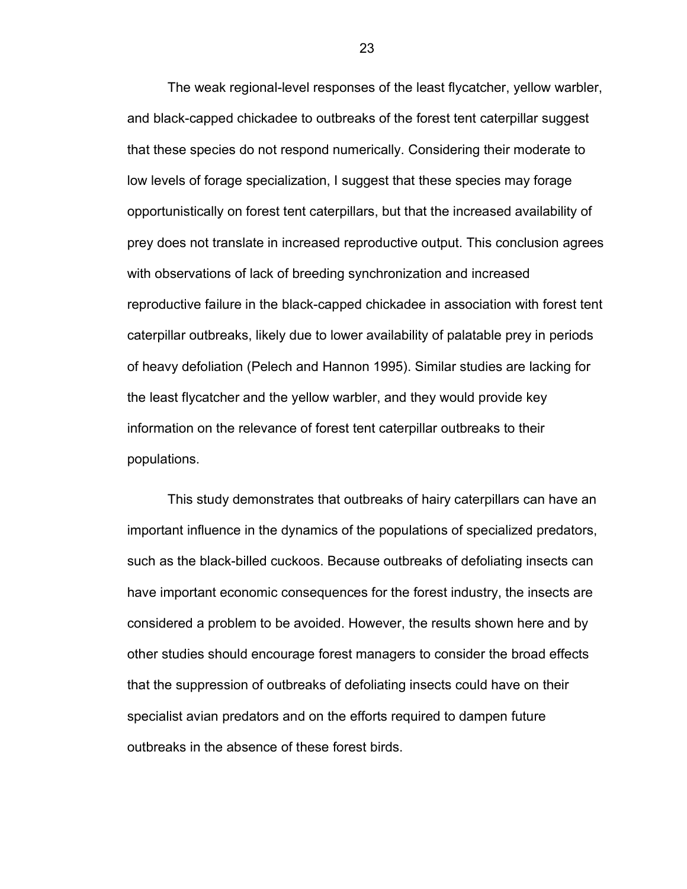The weak regional-level responses of the least flycatcher, yellow warbler, and black-capped chickadee to outbreaks of the forest tent caterpillar suggest that these species do not respond numerically. Considering their moderate to low levels of forage specialization, I suggest that these species may forage opportunistically on forest tent caterpillars, but that the increased availability of prey does not translate in increased reproductive output. This conclusion agrees with observations of lack of breeding synchronization and increased reproductive failure in the black-capped chickadee in association with forest tent caterpillar outbreaks, likely due to lower availability of palatable prey in periods of heavy defoliation (Pelech and Hannon 1995). Similar studies are lacking for the least flycatcher and the yellow warbler, and they would provide key information on the relevance of forest tent caterpillar outbreaks to their populations.

This study demonstrates that outbreaks of hairy caterpillars can have an important influence in the dynamics of the populations of specialized predators, such as the black-billed cuckoos. Because outbreaks of defoliating insects can have important economic consequences for the forest industry, the insects are considered a problem to be avoided. However, the results shown here and by other studies should encourage forest managers to consider the broad effects that the suppression of outbreaks of defoliating insects could have on their specialist avian predators and on the efforts required to dampen future outbreaks in the absence of these forest birds.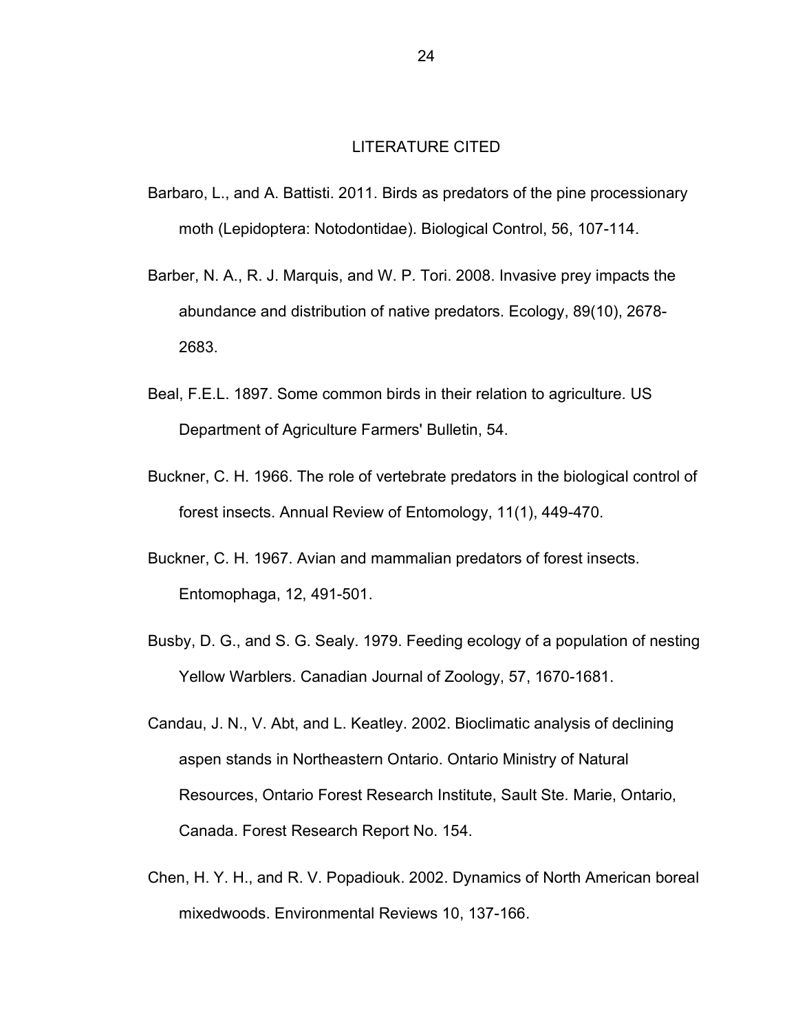# LITERATURE CITED

Barbaro, L., and A. Battisti. 2011. Birds as predators of the pine processionary moth (Lepidoptera: Notodontidae). Biological Control, 56, 107-114.

Barber, N. A., R. J. Marquis, and W. P. Tori. 2008. Invasive prey impacts the abundance and distribution of native predators. Ecology, 89(10), 2678-2683.

Beal, F.E.L. 1897. Some common birds in their relation to agriculture. US Department of Agriculture Farmers' Bulletin, 54.

Buckner, C. H. 1966. The role of vertebrate predators in the biological control of forest insects. Annual Review of Entomology, 11(1), 449-470.

Buckner, C. H. 1967. Avian and mammalian predators of forest insects. Entomophaga, 12, 491-501.

Busby, D. G., and S. G. Sealy. 1979. Feeding ecology of a population of nesting Yellow Warblers. Canadian Journal of Zoology, 57, 1670-1681.

Candau, J. N., V. Abt, and L. Keatley. 2002. Bioclimatic analysis of declining aspen stands in Northeastern Ontario. Ontario Ministry of Natural Resources, Ontario Forest Research Institute, Sault Ste. Marie, Ontario, Canada. Forest Research Report No. 154.

Chen, H. Y. H., and R. V. Popadiouk. 2002. Dynamics of North American boreal mixedwoods. Environmental Reviews 10, 137-166.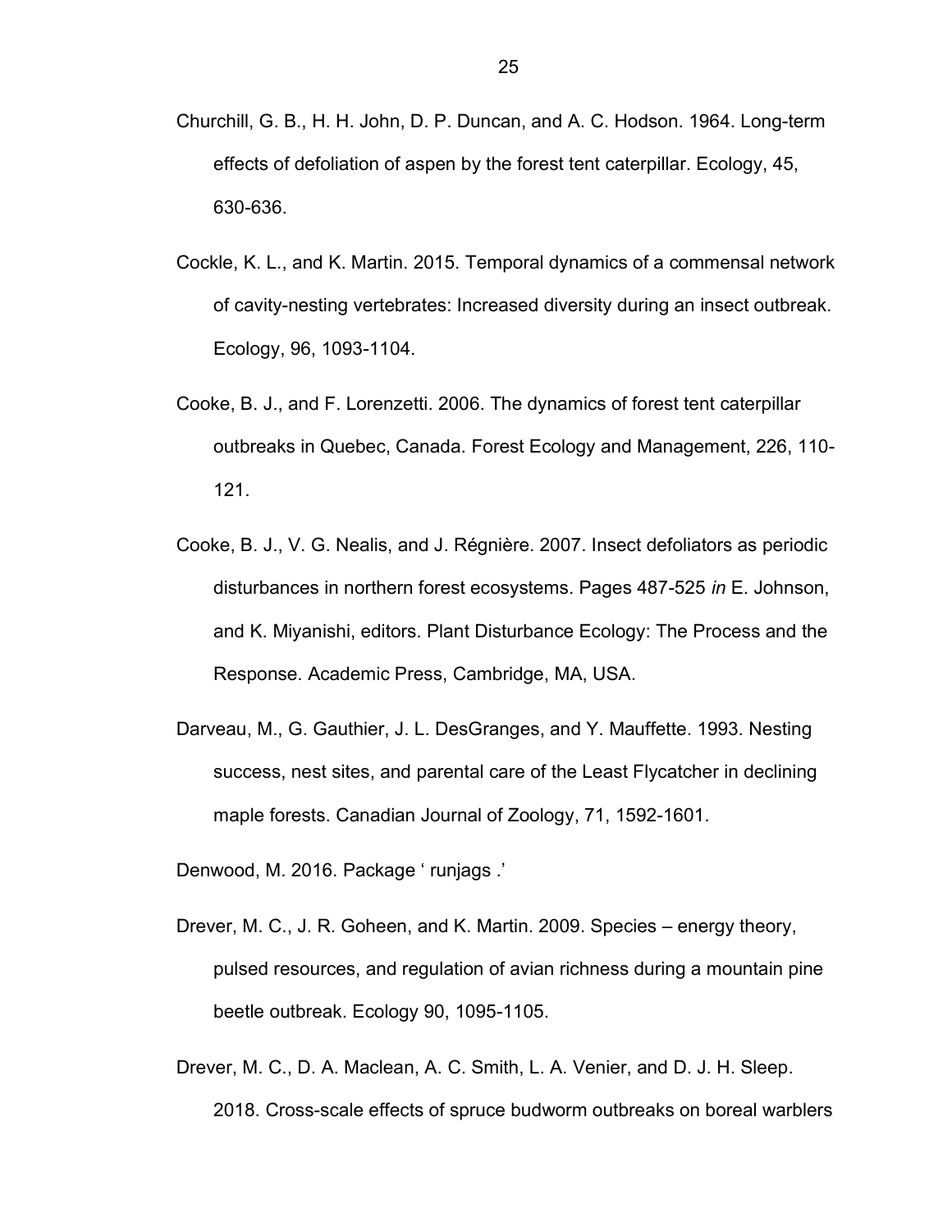Churchill, G. B., H. H. John, D. P. Duncan, and A. C. Hodson. 1964. Long-term effects of defoliation of aspen by the forest tent caterpillar. Ecology, 45, 630-636.

Cockle, K. L., and K. Martin. 2015. Temporal dynamics of a commensal network of cavity-nesting vertebrates: Increased diversity during an insect outbreak. Ecology, 96, 1093-1104.

Cooke, B. J., and F. Lorenzetti. 2006. The dynamics of forest tent caterpillar outbreaks in Quebec, Canada. Forest Ecology and Management, 226, 110-121.

Cooke, B. J., V. G. Nealis, and J. Régnière. 2007. Insect defoliators as periodic disturbances in northern forest ecosystems. Pages 487-525 *in* E. Johnson, and K. Miyanishi, editors. Plant Disturbance Ecology: The Process and the Response. Academic Press, Cambridge, MA, USA.

Darveau, M., G. Gauthier, J. L. DesGranges, and Y. Mauffette. 1993. Nesting success, nest sites, and parental care of the Least Flycatcher in declining maple forests. Canadian Journal of Zoology, 71, 1592-1601.

Denwood, M. 2016. Package ' runjags .'

Drever, M. C., J. R. Goheen, and K. Martin. 2009. Species – energy theory, pulsed resources, and regulation of avian richness during a mountain pine beetle outbreak. Ecology 90, 1095-1105.

Drever, M. C., D. A. Maclean, A. C. Smith, L. A. Venier, and D. J. H. Sleep. 2018. Cross-scale effects of spruce budworm outbreaks on boreal warblers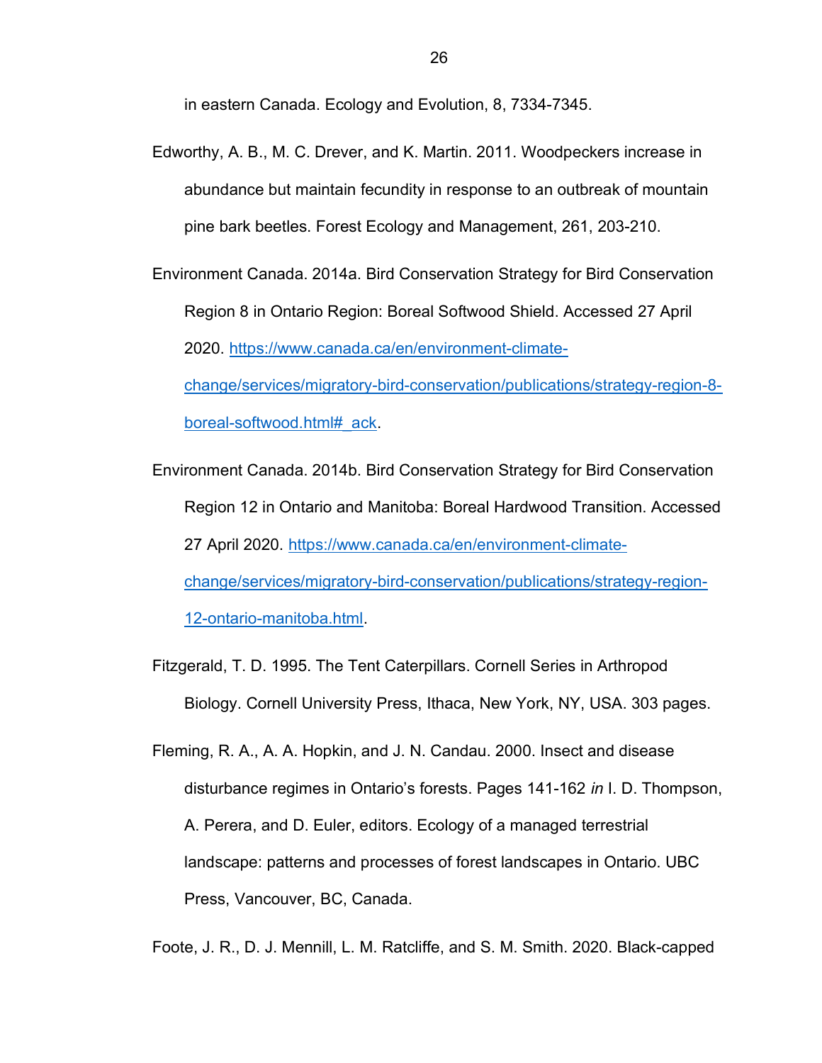in eastern Canada. Ecology and Evolution, 8, 7334-7345.

Edworthy, A. B., M. C. Drever, and K. Martin. 2011. Woodpeckers increase in abundance but maintain fecundity in response to an outbreak of mountain pine bark beetles. Forest Ecology and Management, 261, 203-210.

Environment Canada. 2014a. Bird Conservation Strategy for Bird Conservation Region 8 in Ontario Region: Boreal Softwood Shield. Accessed 27 April 2020. https://www.canada.ca/en/environment-climate-change/services/migratory-bird-conservation/publications/strategy-region-8-boreal-softwood.html#_ack.

Environment Canada. 2014b. Bird Conservation Strategy for Bird Conservation Region 12 in Ontario and Manitoba: Boreal Hardwood Transition. Accessed 27 April 2020. https://www.canada.ca/en/environment-climate-change/services/migratory-bird-conservation/publications/strategy-region-12-ontario-manitoba.html.

Fitzgerald, T. D. 1995. The Tent Caterpillars. Cornell Series in Arthropod Biology. Cornell University Press, Ithaca, New York, NY, USA. 303 pages.

Fleming, R. A., A. A. Hopkin, and J. N. Candau. 2000. Insect and disease disturbance regimes in Ontario's forests. Pages 141-162 *in* I. D. Thompson, A. Perera, and D. Euler, editors. Ecology of a managed terrestrial landscape: patterns and processes of forest landscapes in Ontario. UBC Press, Vancouver, BC, Canada.

Foote, J. R., D. J. Mennill, L. M. Ratcliffe, and S. M. Smith. 2020. Black-capped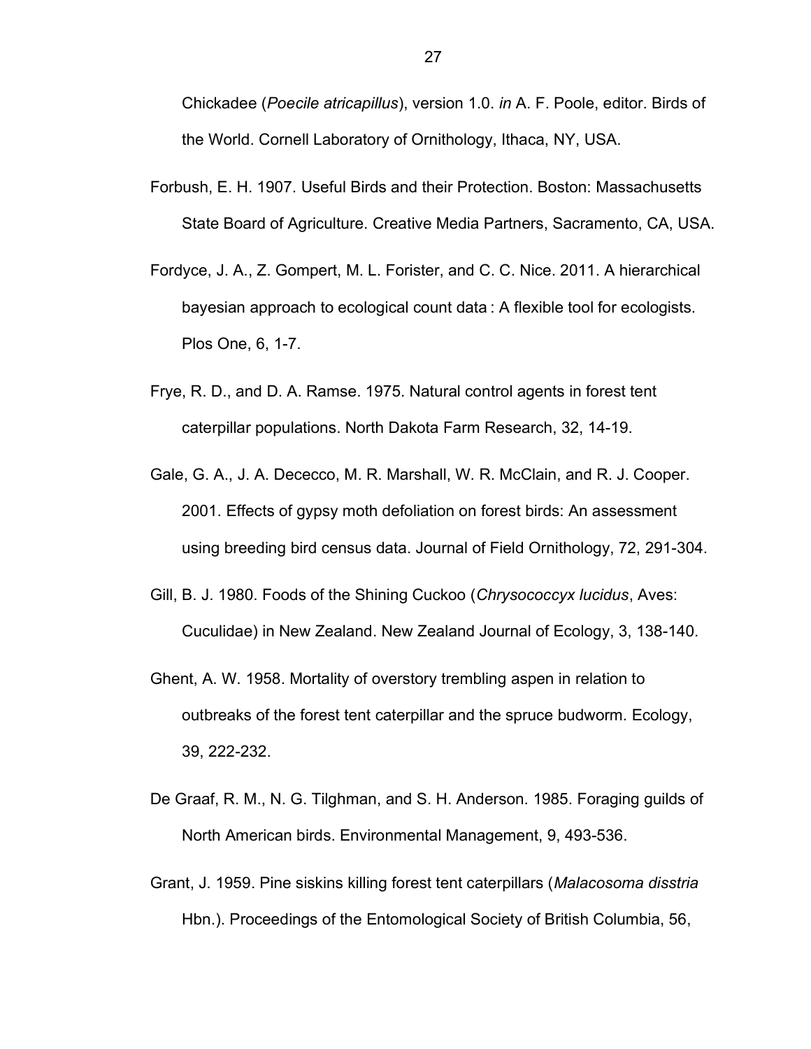Chickadee (*Poecile atricapillus*), version 1.0. *in* A. F. Poole, editor. Birds of the World. Cornell Laboratory of Ornithology, Ithaca, NY, USA.

Forbush, E. H. 1907. Useful Birds and their Protection. Boston: Massachusetts State Board of Agriculture. Creative Media Partners, Sacramento, CA, USA.

Fordyce, J. A., Z. Gompert, M. L. Forister, and C. C. Nice. 2011. A hierarchical bayesian approach to ecological count data : A flexible tool for ecologists. Plos One, 6, 1-7.

Frye, R. D., and D. A. Ramse. 1975. Natural control agents in forest tent caterpillar populations. North Dakota Farm Research, 32, 14-19.

Gale, G. A., J. A. Dececco, M. R. Marshall, W. R. McClain, and R. J. Cooper. 2001. Effects of gypsy moth defoliation on forest birds: An assessment using breeding bird census data. Journal of Field Ornithology, 72, 291-304.

Gill, B. J. 1980. Foods of the Shining Cuckoo (*Chrysococcyx lucidus*, Aves: Cuculidae) in New Zealand. New Zealand Journal of Ecology, 3, 138-140.

Ghent, A. W. 1958. Mortality of overstory trembling aspen in relation to outbreaks of the forest tent caterpillar and the spruce budworm. Ecology, 39, 222-232.

De Graaf, R. M., N. G. Tilghman, and S. H. Anderson. 1985. Foraging guilds of North American birds. Environmental Management, 9, 493-536.

Grant, J. 1959. Pine siskins killing forest tent caterpillars (*Malacosoma disstria* Hbn.). Proceedings of the Entomological Society of British Columbia, 56,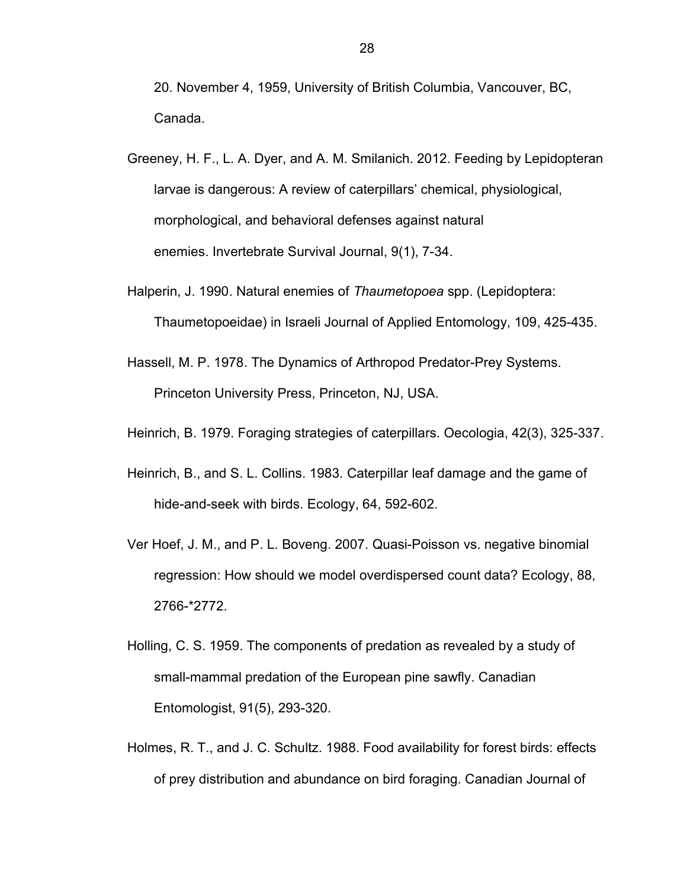20. November 4, 1959, University of British Columbia, Vancouver, BC, Canada.

Greeney, H. F., L. A. Dyer, and A. M. Smilanich. 2012. Feeding by Lepidopteran larvae is dangerous: A review of caterpillars' chemical, physiological, morphological, and behavioral defenses against natural enemies. Invertebrate Survival Journal, 9(1), 7-34.

Halperin, J. 1990. Natural enemies of *Thaumetopoea* spp. (Lepidoptera: Thaumetopoeidae) in Israeli Journal of Applied Entomology, 109, 425-435.

Hassell, M. P. 1978. The Dynamics of Arthropod Predator-Prey Systems. Princeton University Press, Princeton, NJ, USA.

Heinrich, B. 1979. Foraging strategies of caterpillars. Oecologia, 42(3), 325-337.

Heinrich, B., and S. L. Collins. 1983. Caterpillar leaf damage and the game of hide-and-seek with birds. Ecology, 64, 592-602.

Ver Hoef, J. M., and P. L. Boveng. 2007. Quasi-Poisson vs. negative binomial regression: How should we model overdispersed count data? Ecology, 88, 2766-*2772.

Holling, C. S. 1959. The components of predation as revealed by a study of small-mammal predation of the European pine sawfly. Canadian Entomologist, 91(5), 293-320.

Holmes, R. T., and J. C. Schultz. 1988. Food availability for forest birds: effects of prey distribution and abundance on bird foraging. Canadian Journal of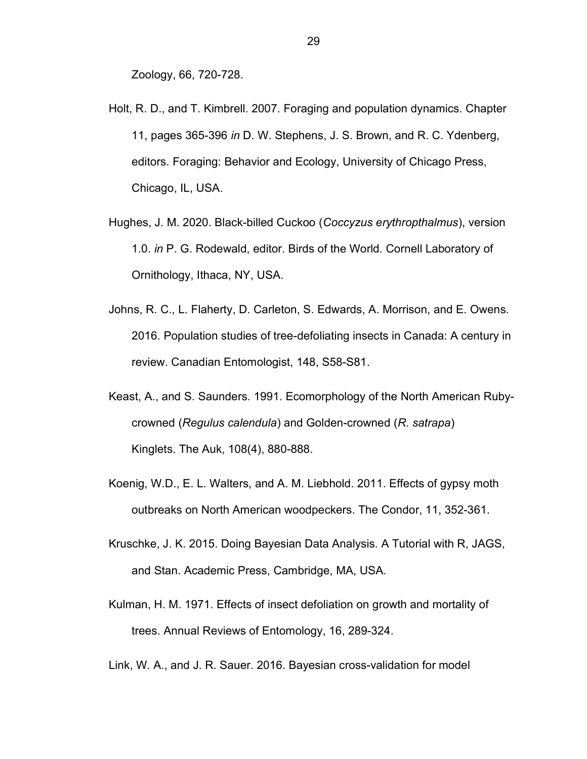Zoology, 66, 720-728.

Holt, R. D., and T. Kimbrell. 2007. Foraging and population dynamics. Chapter 11, pages 365-396 *in* D. W. Stephens, J. S. Brown, and R. C. Ydenberg, editors. Foraging: Behavior and Ecology, University of Chicago Press, Chicago, IL, USA.

Hughes, J. M. 2020. Black-billed Cuckoo (*Coccyzus erythropthalmus*), version 1.0. *in* P. G. Rodewald, editor. Birds of the World. Cornell Laboratory of Ornithology, Ithaca, NY, USA.

Johns, R. C., L. Flaherty, D. Carleton, S. Edwards, A. Morrison, and E. Owens. 2016. Population studies of tree-defoliating insects in Canada: A century in review. Canadian Entomologist, 148, S58-S81.

Keast, A., and S. Saunders. 1991. Ecomorphology of the North American Ruby-crowned (*Regulus calendula*) and Golden-crowned (*R. satrapa*) Kinglets. The Auk, 108(4), 880-888.

Koenig, W.D., E. L. Walters, and A. M. Liebhold. 2011. Effects of gypsy moth outbreaks on North American woodpeckers. The Condor, 11, 352-361.

Kruschke, J. K. 2015. Doing Bayesian Data Analysis. A Tutorial with R, JAGS, and Stan. Academic Press, Cambridge, MA, USA.

Kulman, H. M. 1971. Effects of insect defoliation on growth and mortality of trees. Annual Reviews of Entomology, 16, 289-324.

Link, W. A., and J. R. Sauer. 2016. Bayesian cross-validation for model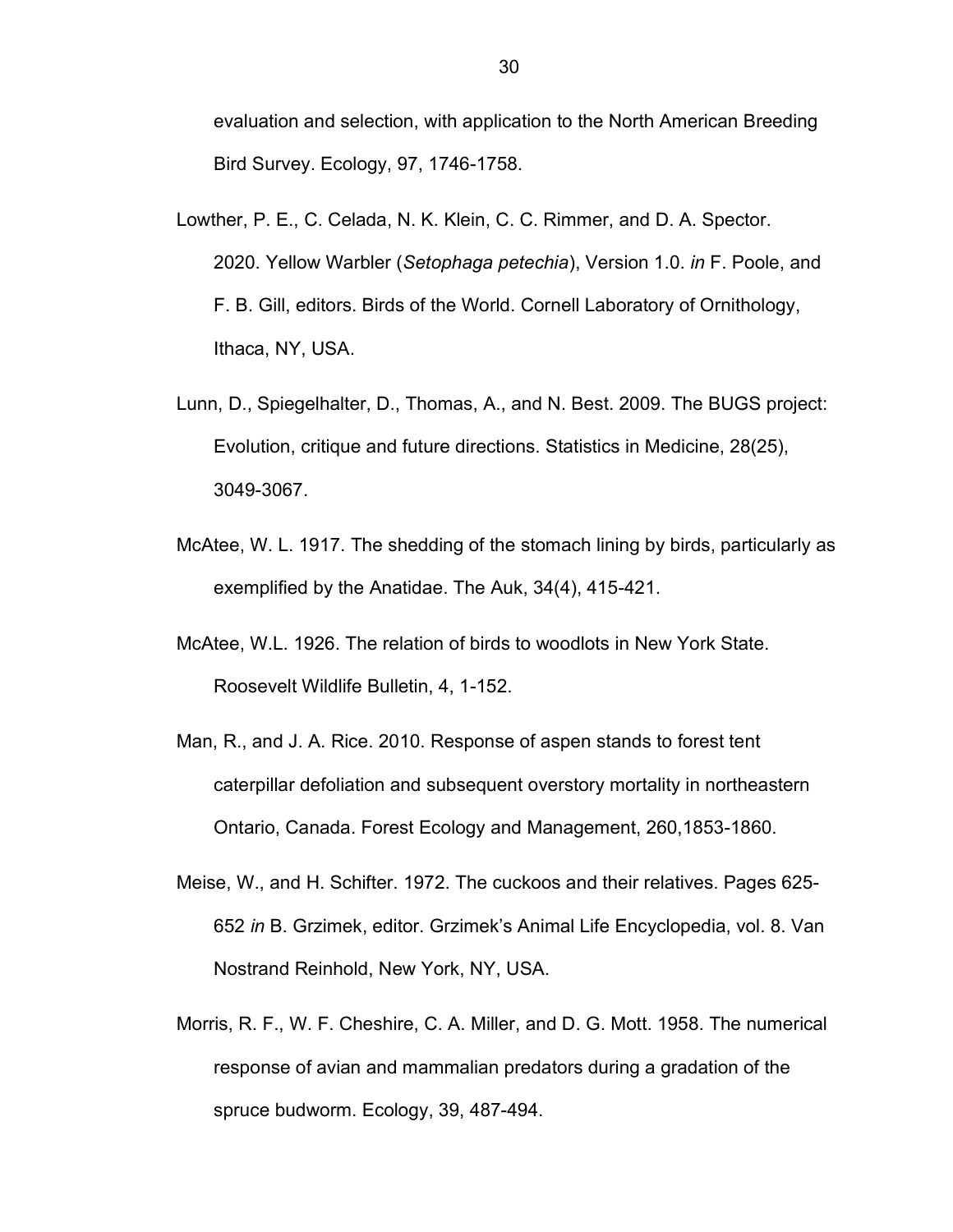evaluation and selection, with application to the North American Breeding Bird Survey. Ecology, 97, 1746-1758.

Lowther, P. E., C. Celada, N. K. Klein, C. C. Rimmer, and D. A. Spector. 2020. Yellow Warbler (*Setophaga petechia*), Version 1.0. *in* F. Poole, and F. B. Gill, editors. Birds of the World. Cornell Laboratory of Ornithology, Ithaca, NY, USA.

Lunn, D., Spiegelhalter, D., Thomas, A., and N. Best. 2009. The BUGS project: Evolution, critique and future directions. Statistics in Medicine, 28(25), 3049-3067.

McAtee, W. L. 1917. The shedding of the stomach lining by birds, particularly as exemplified by the Anatidae. The Auk, 34(4), 415-421.

McAtee, W.L. 1926. The relation of birds to woodlots in New York State. Roosevelt Wildlife Bulletin, 4, 1-152.

Man, R., and J. A. Rice. 2010. Response of aspen stands to forest tent caterpillar defoliation and subsequent overstory mortality in northeastern Ontario, Canada. Forest Ecology and Management, 260,1853-1860.

Meise, W., and H. Schifter. 1972. The cuckoos and their relatives. Pages 625-652 *in* B. Grzimek, editor. Grzimek's Animal Life Encyclopedia, vol. 8. Van Nostrand Reinhold, New York, NY, USA.

Morris, R. F., W. F. Cheshire, C. A. Miller, and D. G. Mott. 1958. The numerical response of avian and mammalian predators during a gradation of the spruce budworm. Ecology, 39, 487-494.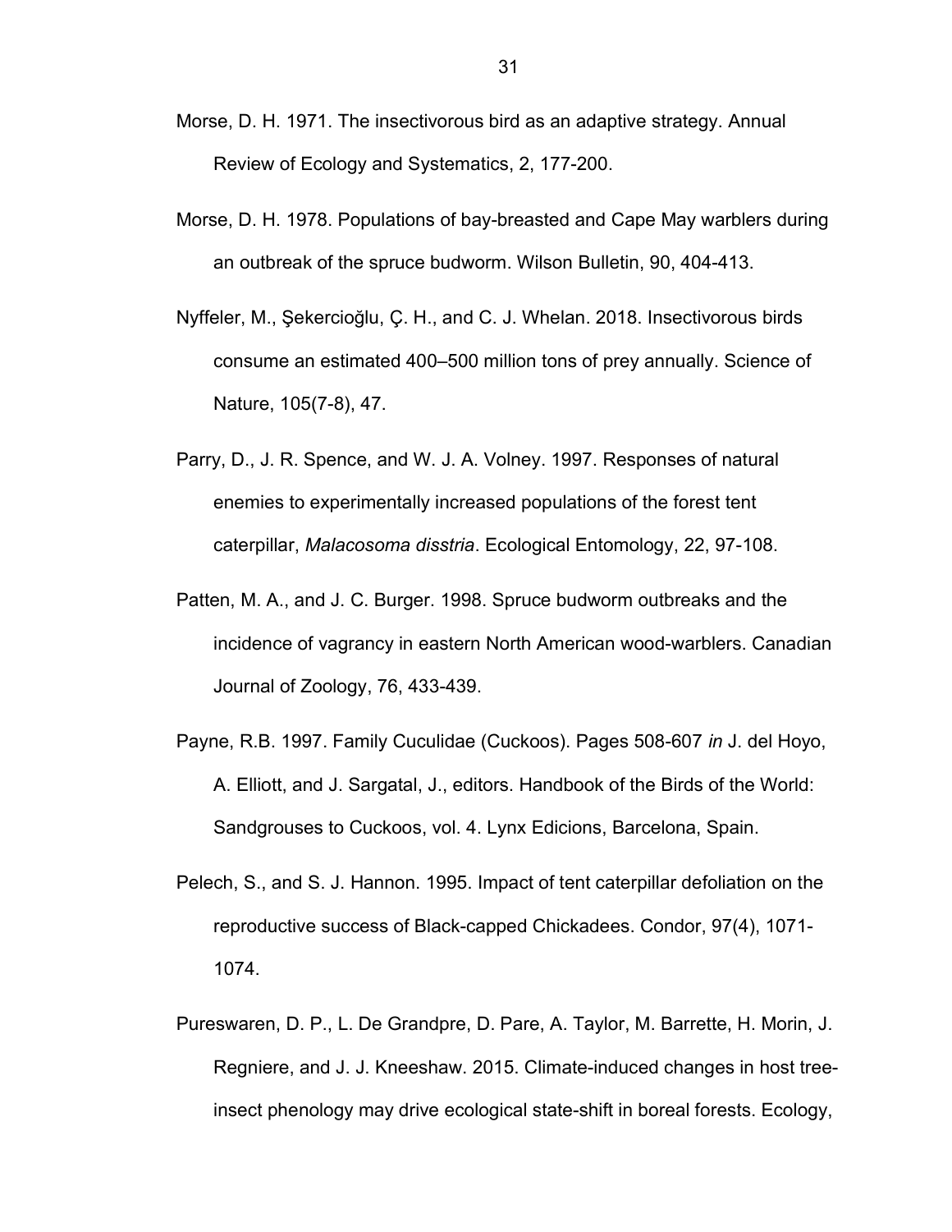Morse, D. H. 1971. The insectivorous bird as an adaptive strategy. Annual Review of Ecology and Systematics, 2, 177-200.

Morse, D. H. 1978. Populations of bay-breasted and Cape May warblers during an outbreak of the spruce budworm. Wilson Bulletin, 90, 404-413.

Nyffeler, M., Şekercioğlu, Ç. H., and C. J. Whelan. 2018. Insectivorous birds consume an estimated 400–500 million tons of prey annually. Science of Nature, 105(7-8), 47.

Parry, D., J. R. Spence, and W. J. A. Volney. 1997. Responses of natural enemies to experimentally increased populations of the forest tent caterpillar, *Malacosoma disstria*. Ecological Entomology, 22, 97-108.

Patten, M. A., and J. C. Burger. 1998. Spruce budworm outbreaks and the incidence of vagrancy in eastern North American wood-warblers. Canadian Journal of Zoology, 76, 433-439.

Payne, R.B. 1997. Family Cuculidae (Cuckoos). Pages 508-607 *in* J. del Hoyo, A. Elliott, and J. Sargatal, J., editors. Handbook of the Birds of the World: Sandgrouses to Cuckoos, vol. 4. Lynx Edicions, Barcelona, Spain.

Pelech, S., and S. J. Hannon. 1995. Impact of tent caterpillar defoliation on the reproductive success of Black-capped Chickadees. Condor, 97(4), 1071-1074.

Pureswaren, D. P., L. De Grandpre, D. Pare, A. Taylor, M. Barrette, H. Morin, J. Regniere, and J. J. Kneeshaw. 2015. Climate-induced changes in host tree-insect phenology may drive ecological state-shift in boreal forests. Ecology,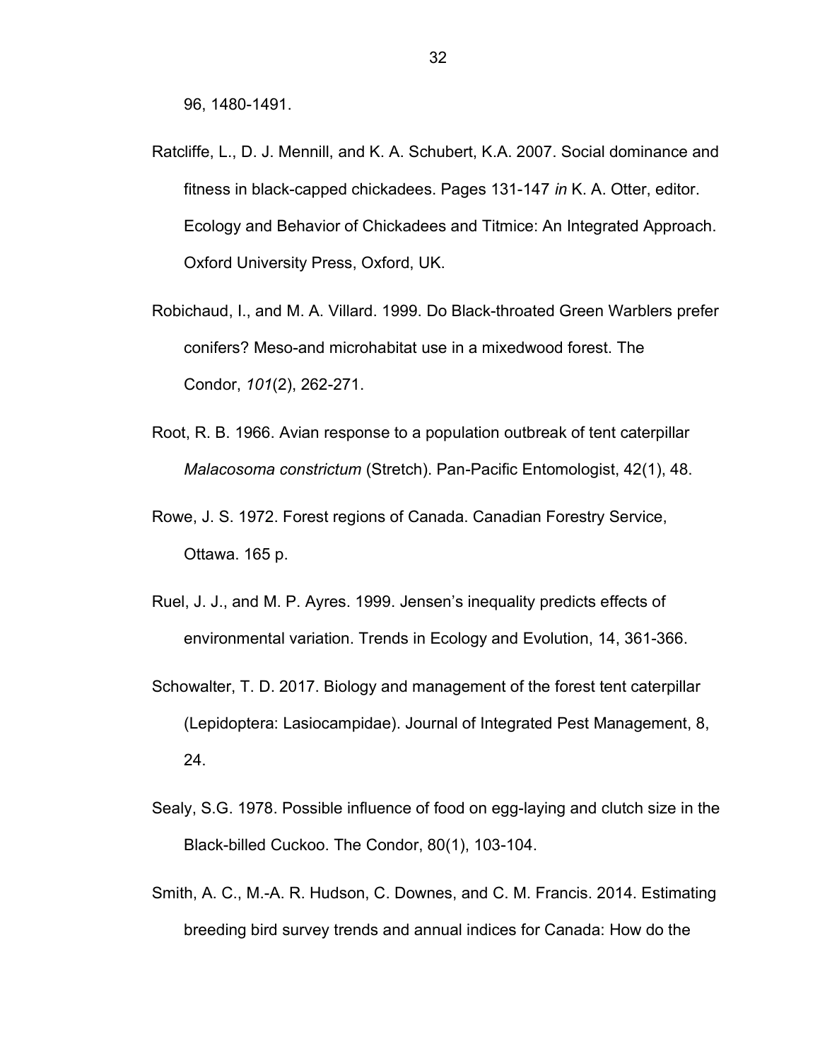96, 1480-1491.

Ratcliffe, L., D. J. Mennill, and K. A. Schubert, K.A. 2007. Social dominance and fitness in black-capped chickadees. Pages 131-147 *in* K. A. Otter, editor. Ecology and Behavior of Chickadees and Titmice: An Integrated Approach. Oxford University Press, Oxford, UK.

Robichaud, I., and M. A. Villard. 1999. Do Black-throated Green Warblers prefer conifers? Meso-and microhabitat use in a mixedwood forest. The Condor, *101*(2), 262-271.

Root, R. B. 1966. Avian response to a population outbreak of tent caterpillar *Malacosoma constrictum* (Stretch). Pan-Pacific Entomologist, 42(1), 48.

Rowe, J. S. 1972. Forest regions of Canada. Canadian Forestry Service, Ottawa. 165 p.

Ruel, J. J., and M. P. Ayres. 1999. Jensen's inequality predicts effects of environmental variation. Trends in Ecology and Evolution, 14, 361-366.

Schowalter, T. D. 2017. Biology and management of the forest tent caterpillar (Lepidoptera: Lasiocampidae). Journal of Integrated Pest Management, 8, 24.

Sealy, S.G. 1978. Possible influence of food on egg-laying and clutch size in the Black-billed Cuckoo. The Condor, 80(1), 103-104.

Smith, A. C., M.-A. R. Hudson, C. Downes, and C. M. Francis. 2014. Estimating breeding bird survey trends and annual indices for Canada: How do the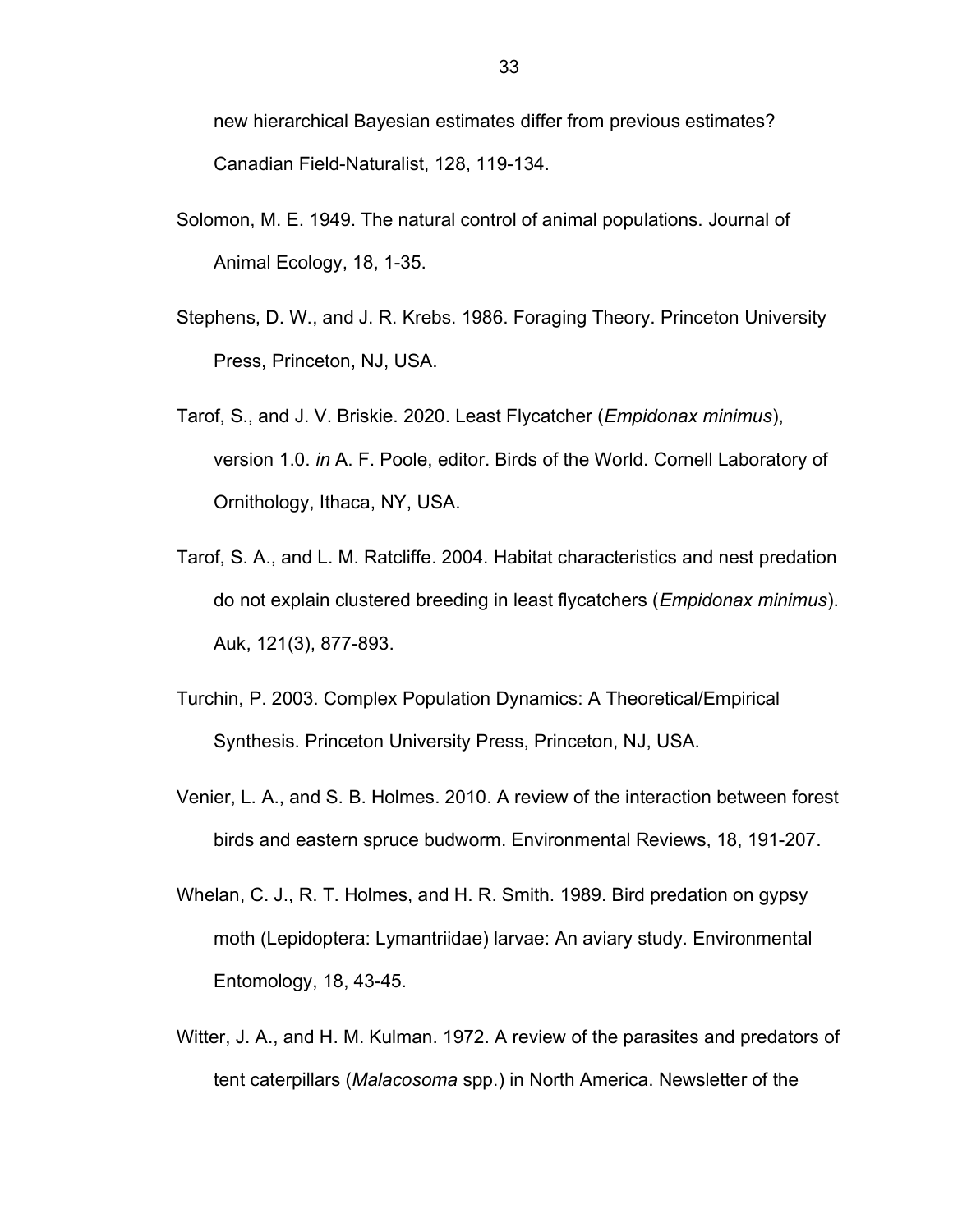new hierarchical Bayesian estimates differ from previous estimates? Canadian Field-Naturalist, 128, 119-134.

Solomon, M. E. 1949. The natural control of animal populations. Journal of Animal Ecology, 18, 1-35.

Stephens, D. W., and J. R. Krebs. 1986. Foraging Theory. Princeton University Press, Princeton, NJ, USA.

Tarof, S., and J. V. Briskie. 2020. Least Flycatcher (*Empidonax minimus*), version 1.0. *in* A. F. Poole, editor. Birds of the World. Cornell Laboratory of Ornithology, Ithaca, NY, USA.

Tarof, S. A., and L. M. Ratcliffe. 2004. Habitat characteristics and nest predation do not explain clustered breeding in least flycatchers (*Empidonax minimus*). Auk, 121(3), 877-893.

Turchin, P. 2003. Complex Population Dynamics: A Theoretical/Empirical Synthesis. Princeton University Press, Princeton, NJ, USA.

Venier, L. A., and S. B. Holmes. 2010. A review of the interaction between forest birds and eastern spruce budworm. Environmental Reviews, 18, 191-207.

Whelan, C. J., R. T. Holmes, and H. R. Smith. 1989. Bird predation on gypsy moth (Lepidoptera: Lymantriidae) larvae: An aviary study. Environmental Entomology, 18, 43-45.

Witter, J. A., and H. M. Kulman. 1972. A review of the parasites and predators of tent caterpillars (*Malacosoma* spp.) in North America. Newsletter of the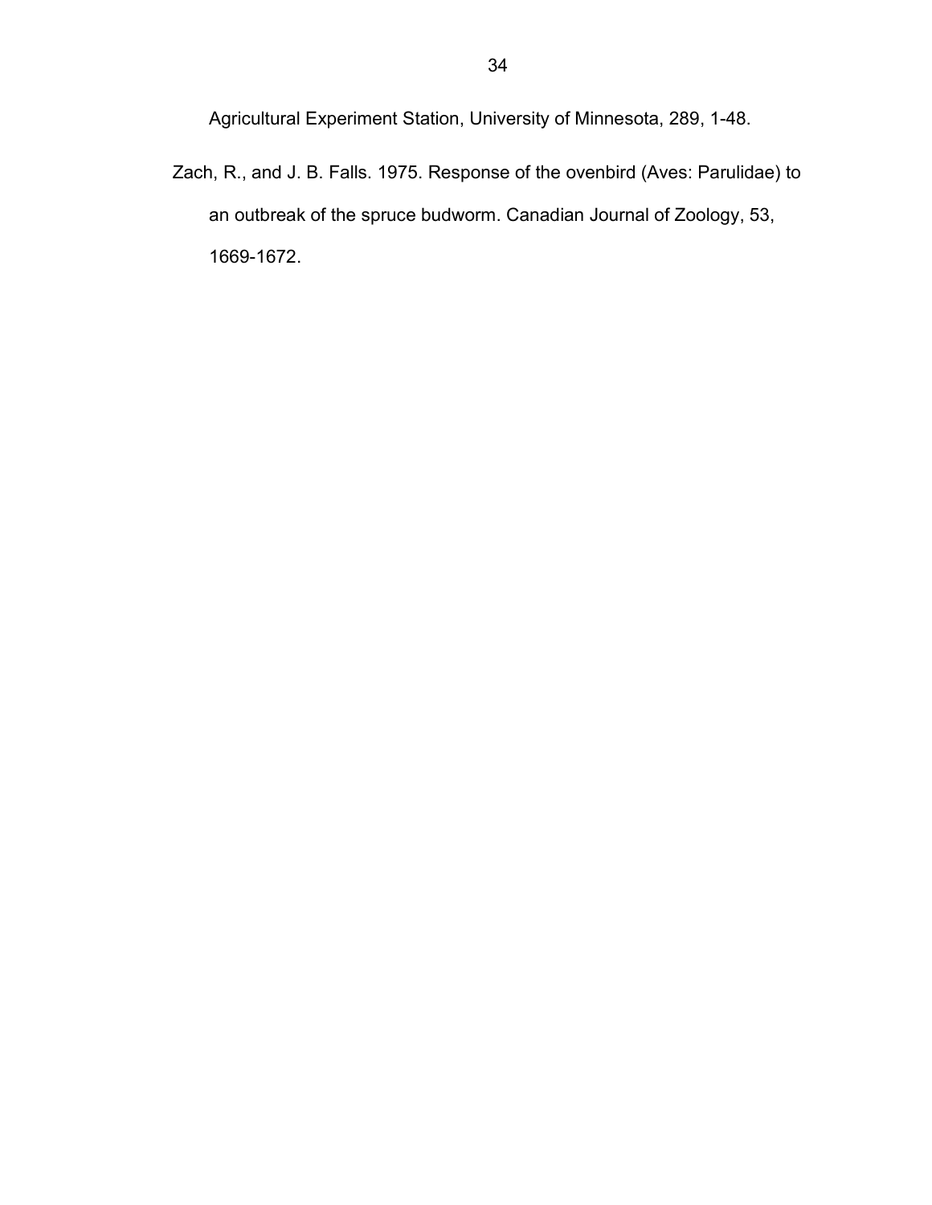Agricultural Experiment Station, University of Minnesota, 289, 1-48.

Zach, R., and J. B. Falls. 1975. Response of the ovenbird (Aves: Parulidae) to an outbreak of the spruce budworm. Canadian Journal of Zoology, 53, 1669-1672.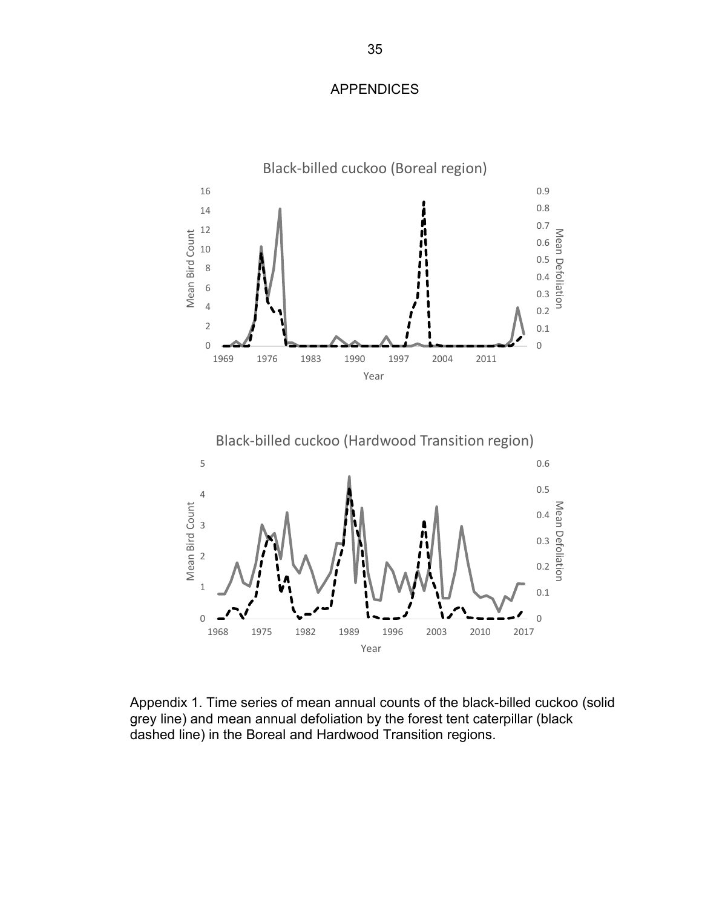# APPENDICES

Appendix 1. Time series of mean annual counts of the black-billed cuckoo (solid grey line) and mean annual defoliation by the forest tent caterpillar (black dashed line) in the Boreal and Hardwood Transition regions.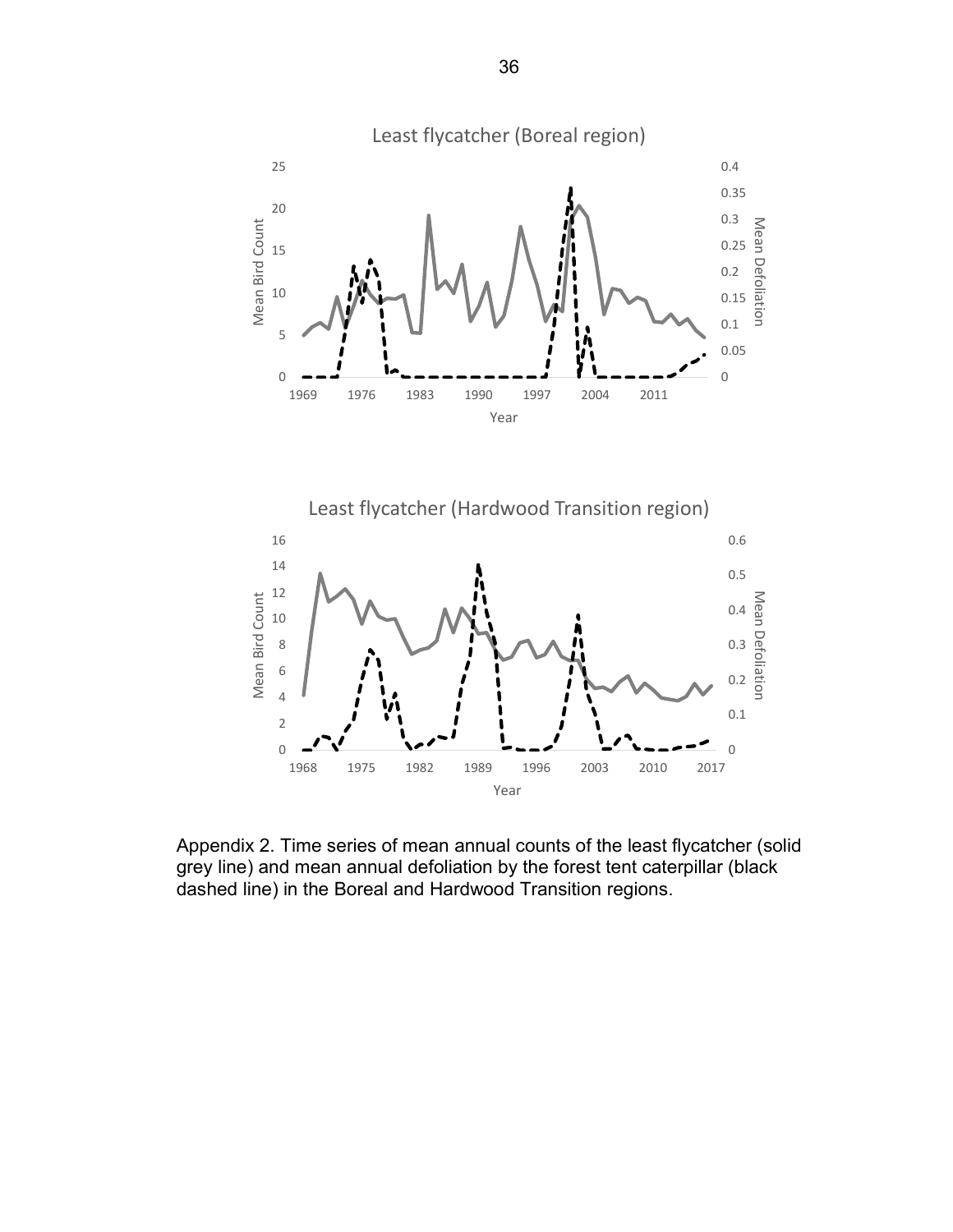Appendix 2. Time series of mean annual counts of the least flycatcher (solid grey line) and mean annual defoliation by the forest tent caterpillar (black dashed line) in the Boreal and Hardwood Transition regions.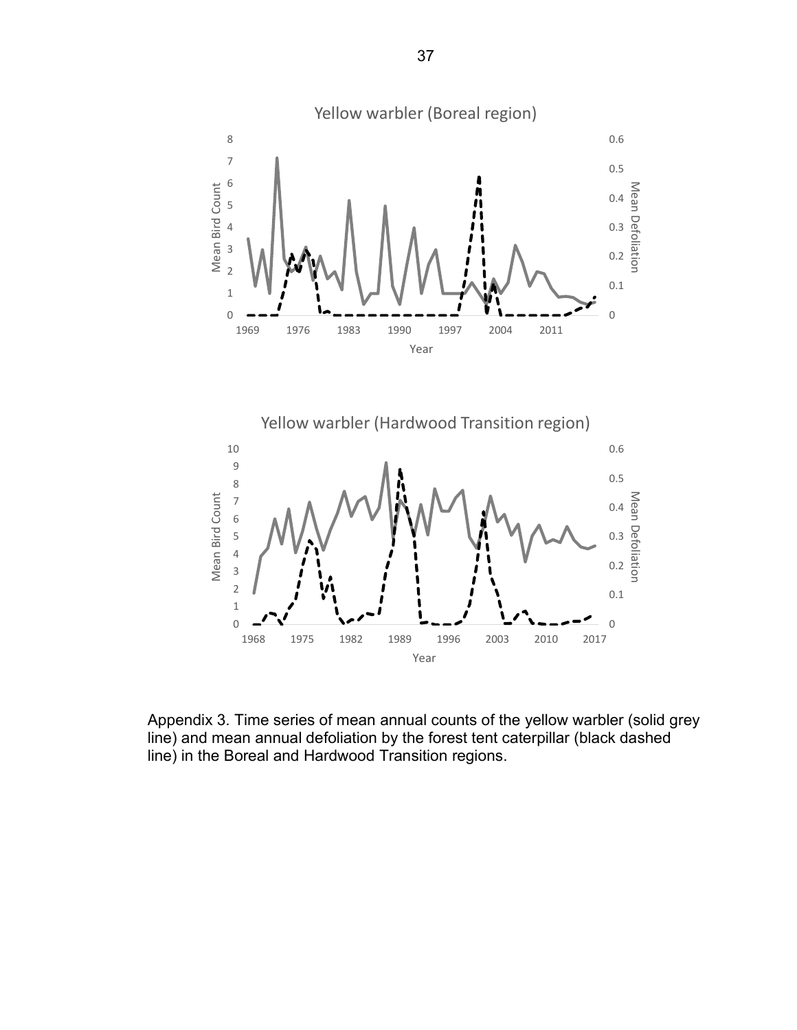Appendix 3. Time series of mean annual counts of the yellow warbler (solid grey line) and mean annual defoliation by the forest tent caterpillar (black dashed line) in the Boreal and Hardwood Transition regions.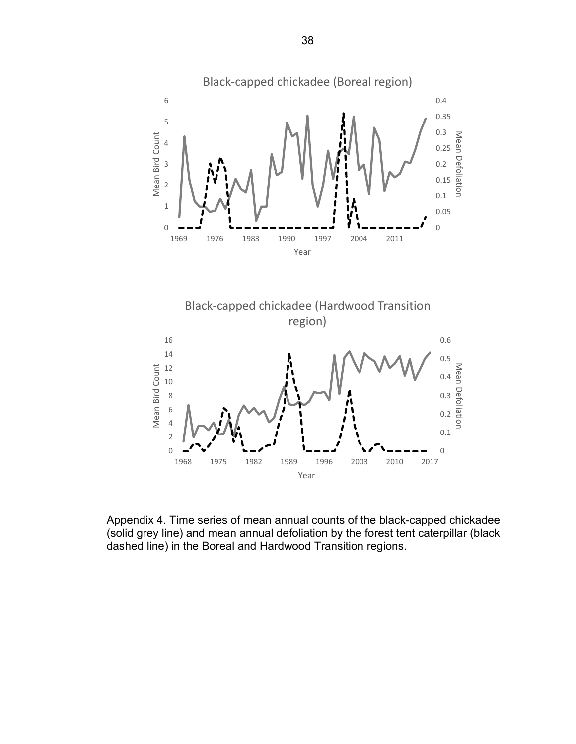Black-capped chickadee (Boreal region)

Mean Bird Count

6
5
4
3
2
1
0

Mean Defoliation

0.4
0.35
0.3
0.25
0.2
0.15
0.1
0.05
0

1969 1976 1983 1990 1997 2004 2011

Year

Black-capped chickadee (Hardwood Transition region)

Mean Bird Count

16
14
12
10
8
6
4
2
0

Mean Defoliation

0.6
0.5
0.4
0.3
0.2
0.1
0

1968 1975 1982 1989 1996 2003 2010 2017

Year

Appendix 4. Time series of mean annual counts of the black-capped chickadee (solid grey line) and mean annual defoliation by the forest tent caterpillar (black dashed line) in the Boreal and Hardwood Transition regions.